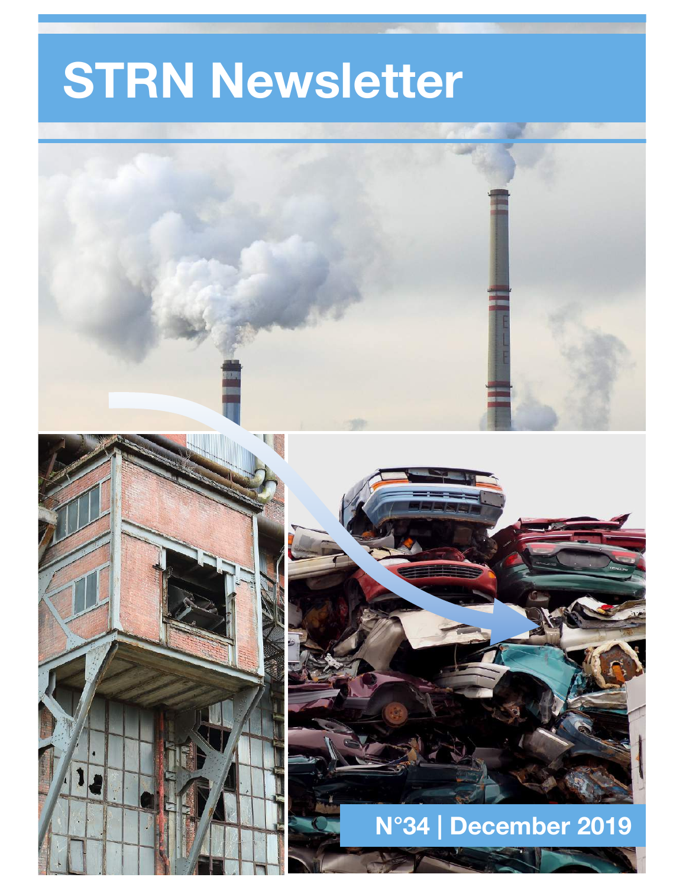# STRN Newsletter

N°34 | December 2019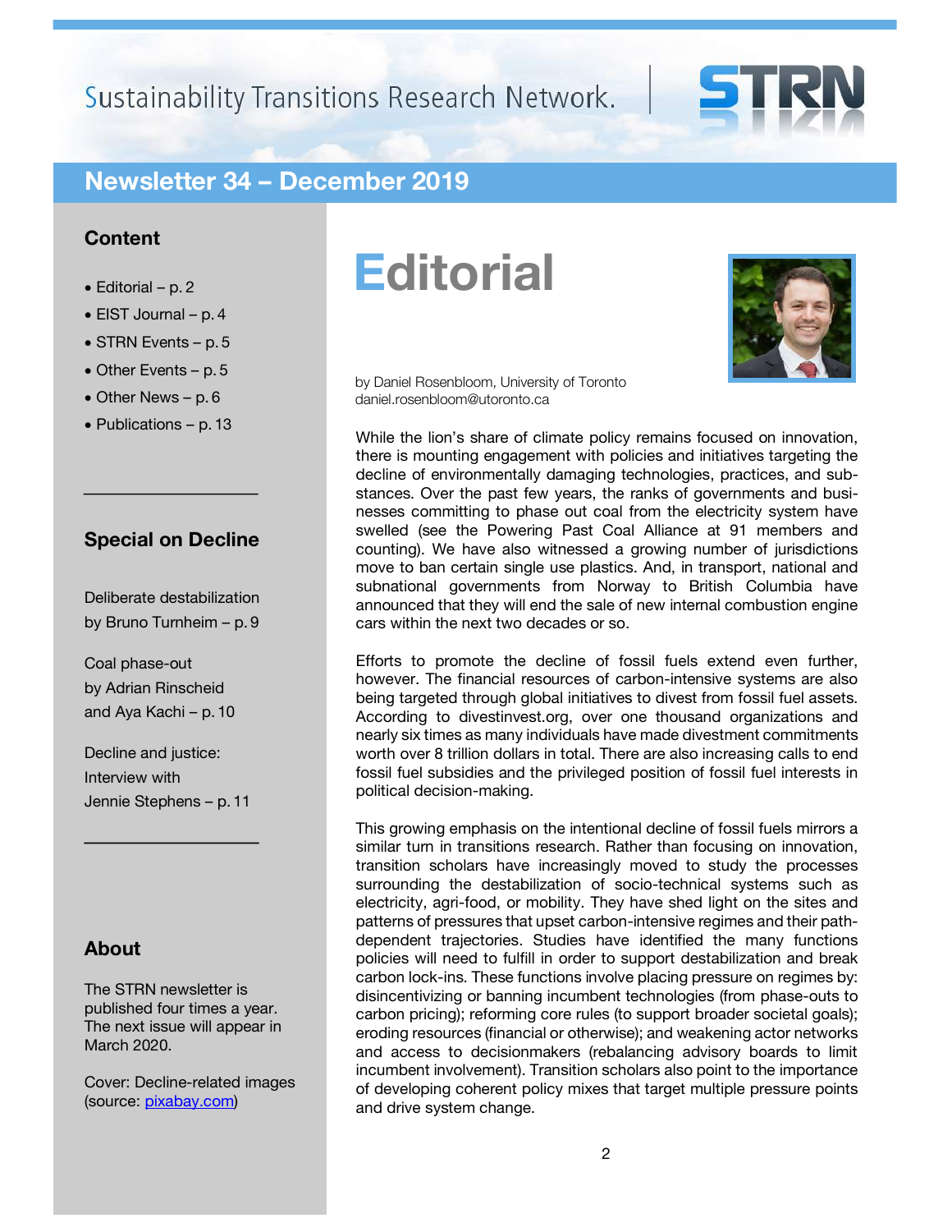# Sustainability Transitions Research Network.

## Newsletter 34 – December 2019

### Content

- Editorial – p. 2
- EIST Journal – p. 4
- STRN Events – p. 5
- Other Events – p. 5
- Other News – p. 6
- Publications – p. 13

### Special on Decline

Deliberate destabilization by Bruno Turnheim – p. 9

Coal phase-out by Adrian Rinscheid and Aya Kachi – p. 10

Decline and justice: Interview with Jennie Stephens – p. 11

### About

The STRN newsletter is published four times a year. The next issue will appear in March 2020.

Cover: Decline-related images (source: pixabay.com)

# Editorial

by Daniel Rosenbloom, University of Toronto
daniel.rosenbloom@utoronto.ca

While the lion's share of climate policy remains focused on innovation, there is mounting engagement with policies and initiatives targeting the decline of environmentally damaging technologies, practices, and substances. Over the past few years, the ranks of governments and businesses committing to phase out coal from the electricity system have swelled (see the Powering Past Coal Alliance at 91 members and counting). We have also witnessed a growing number of jurisdictions move to ban certain single use plastics. And, in transport, national and subnational governments from Norway to British Columbia have announced that they will end the sale of new internal combustion engine cars within the next two decades or so.

Efforts to promote the decline of fossil fuels extend even further, however. The financial resources of carbon-intensive systems are also being targeted through global initiatives to divest from fossil fuel assets. According to divestinvest.org, over one thousand organizations and nearly six times as many individuals have made divestment commitments worth over 8 trillion dollars in total. There are also increasing calls to end fossil fuel subsidies and the privileged position of fossil fuel interests in political decision-making.

This growing emphasis on the intentional decline of fossil fuels mirrors a similar turn in transitions research. Rather than focusing on innovation, transition scholars have increasingly moved to study the processes surrounding the destabilization of socio-technical systems such as electricity, agri-food, or mobility. They have shed light on the sites and patterns of pressures that upset carbon-intensive regimes and their path-dependent trajectories. Studies have identified the many functions policies will need to fulfill in order to support destabilization and break carbon lock-ins. These functions involve placing pressure on regimes by: disincentivizing or banning incumbent technologies (from phase-outs to carbon pricing); reforming core rules (to support broader societal goals); eroding resources (financial or otherwise); and weakening actor networks and access to decisionmakers (rebalancing advisory boards to limit incumbent involvement). Transition scholars also point to the importance of developing coherent policy mixes that target multiple pressure points and drive system change.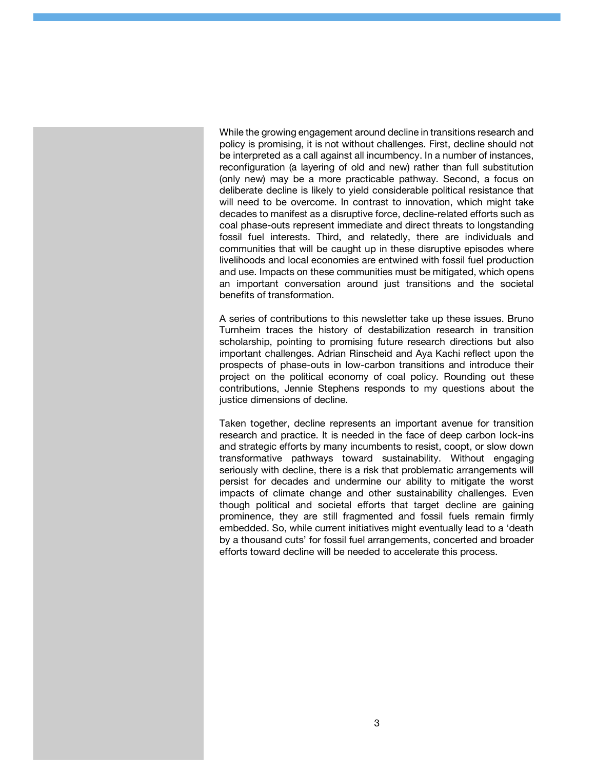While the growing engagement around decline in transitions research and policy is promising, it is not without challenges. First, decline should not be interpreted as a call against all incumbency. In a number of instances, reconfiguration (a layering of old and new) rather than full substitution (only new) may be a more practicable pathway. Second, a focus on deliberate decline is likely to yield considerable political resistance that will need to be overcome. In contrast to innovation, which might take decades to manifest as a disruptive force, decline-related efforts such as coal phase-outs represent immediate and direct threats to longstanding fossil fuel interests. Third, and relatedly, there are individuals and communities that will be caught up in these disruptive episodes where livelihoods and local economies are entwined with fossil fuel production and use. Impacts on these communities must be mitigated, which opens an important conversation around just transitions and the societal benefits of transformation.

A series of contributions to this newsletter take up these issues. Bruno Turnheim traces the history of destabilization research in transition scholarship, pointing to promising future research directions but also important challenges. Adrian Rinscheid and Aya Kachi reflect upon the prospects of phase-outs in low-carbon transitions and introduce their project on the political economy of coal policy. Rounding out these contributions, Jennie Stephens responds to my questions about the justice dimensions of decline.

Taken together, decline represents an important avenue for transition research and practice. It is needed in the face of deep carbon lock-ins and strategic efforts by many incumbents to resist, coopt, or slow down transformative pathways toward sustainability. Without engaging seriously with decline, there is a risk that problematic arrangements will persist for decades and undermine our ability to mitigate the worst impacts of climate change and other sustainability challenges. Even though political and societal efforts that target decline are gaining prominence, they are still fragmented and fossil fuels remain firmly embedded. So, while current initiatives might eventually lead to a 'death by a thousand cuts' for fossil fuel arrangements, concerted and broader efforts toward decline will be needed to accelerate this process.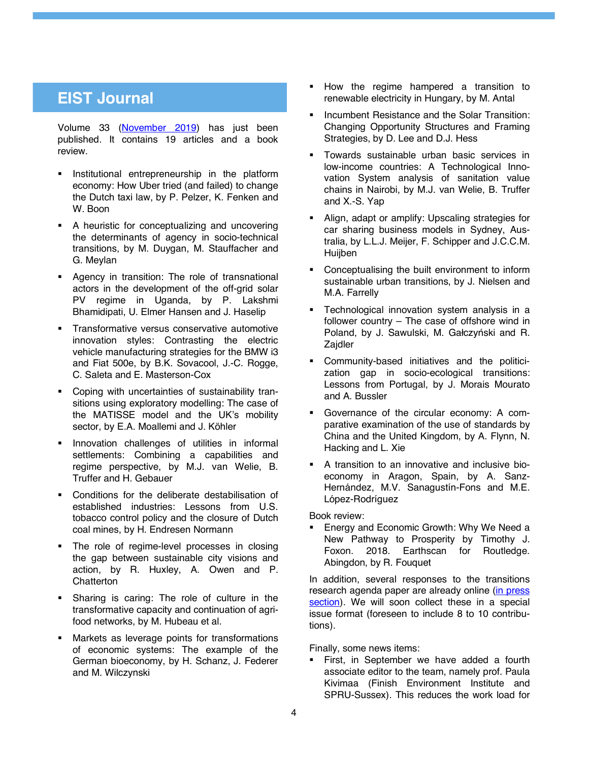## EIST Journal

Volume 33 (November 2019) has just been published. It contains 19 articles and a book review.

- Institutional entrepreneurship in the platform economy: How Uber tried (and failed) to change the Dutch taxi law, by P. Pelzer, K. Fenken and W. Boon
- A heuristic for conceptualizing and uncovering the determinants of agency in socio-technical transitions, by M. Duygan, M. Stauffacher and G. Meylan
- Agency in transition: The role of transnational actors in the development of the off-grid solar PV regime in Uganda, by P. Lakshmi Bhamidipati, U. Elmer Hansen and J. Haselip
- Transformative versus conservative automotive innovation styles: Contrasting the electric vehicle manufacturing strategies for the BMW i3 and Fiat 500e, by B.K. Sovacool, J.-C. Rogge, C. Saleta and E. Masterson-Cox
- Coping with uncertainties of sustainability transitions using exploratory modelling: The case of the MATISSE model and the UK's mobility sector, by E.A. Moallemi and J. Köhler
- Innovation challenges of utilities in informal settlements: Combining a capabilities and regime perspective, by M.J. van Welie, B. Truffer and H. Gebauer
- Conditions for the deliberate destabilisation of established industries: Lessons from U.S. tobacco control policy and the closure of Dutch coal mines, by H. Endresen Normann
- The role of regime-level processes in closing the gap between sustainable city visions and action, by R. Huxley, A. Owen and P. Chatterton
- Sharing is caring: The role of culture in the transformative capacity and continuation of agri-food networks, by M. Hubeau et al.
- Markets as leverage points for transformations of economic systems: The example of the German bioeconomy, by H. Schanz, J. Federer and M. Wilczynski
- How the regime hampered a transition to renewable electricity in Hungary, by M. Antal
- Incumbent Resistance and the Solar Transition: Changing Opportunity Structures and Framing Strategies, by D. Lee and D.J. Hess
- Towards sustainable urban basic services in low-income countries: A Technological Innovation System analysis of sanitation value chains in Nairobi, by M.J. van Welie, B. Truffer and X.-S. Yap
- Align, adapt or amplify: Upscaling strategies for car sharing business models in Sydney, Australia, by L.L.J. Meijer, F. Schipper and J.C.C.M. Huijben
- Conceptualising the built environment to inform sustainable urban transitions, by J. Nielsen and M.A. Farrelly
- Technological innovation system analysis in a follower country – The case of offshore wind in Poland, by J. Sawulski, M. Gałczyński and R. Zajdler
- Community-based initiatives and the politicization gap in socio-ecological transitions: Lessons from Portugal, by J. Morais Mourato and A. Bussler
- Governance of the circular economy: A comparative examination of the use of standards by China and the United Kingdom, by A. Flynn, N. Hacking and L. Xie
- A transition to an innovative and inclusive bioeconomy in Aragon, Spain, by A. Sanz-Hernández, M.V. Sanagustín-Fons and M.E. López-Rodríguez

Book review:

- Energy and Economic Growth: Why We Need a New Pathway to Prosperity by Timothy J. Foxon. 2018. Earthscan for Routledge. Abingdon, by R. Fouquet

In addition, several responses to the transitions research agenda paper are already online (in press section). We will soon collect these in a special issue format (foreseen to include 8 to 10 contributions).

Finally, some news items:

- First, in September we have added a fourth associate editor to the team, namely prof. Paula Kivimaa (Finish Environment Institute and SPRU-Sussex). This reduces the work load for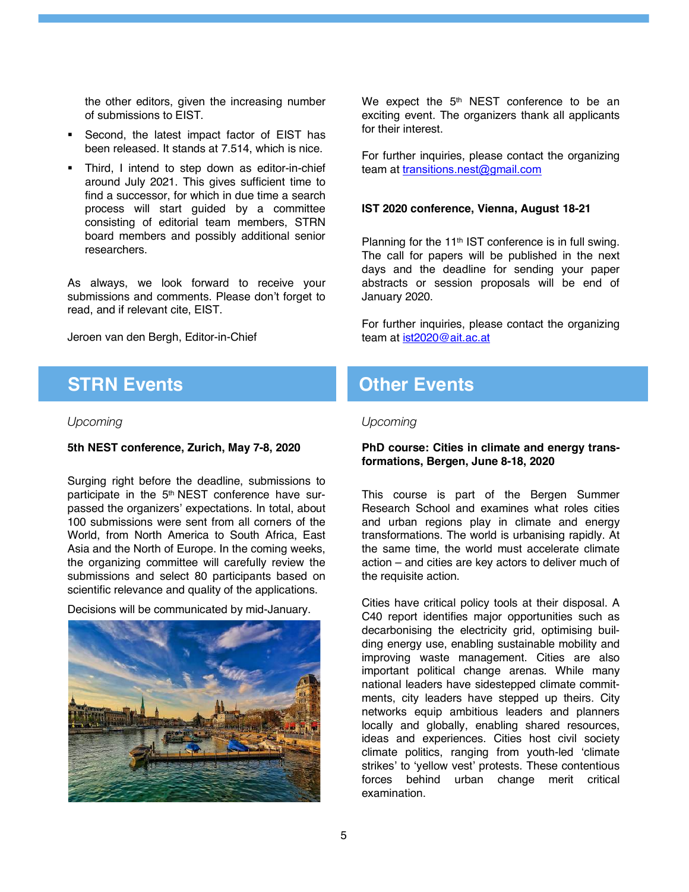the other editors, given the increasing number of submissions to EIST.

- Second, the latest impact factor of EIST has been released. It stands at 7.514, which is nice.
- Third, I intend to step down as editor-in-chief around July 2021. This gives sufficient time to find a successor, for which in due time a search process will start guided by a committee consisting of editorial team members, STRN board members and possibly additional senior researchers.

As always, we look forward to receive your submissions and comments. Please don't forget to read, and if relevant cite, EIST.

Jeroen van den Bergh, Editor-in-Chief

## STRN Events

*Upcoming*

**5th NEST conference, Zurich, May 7-8, 2020**

Surging right before the deadline, submissions to participate in the 5th NEST conference have surpassed the organizers' expectations. In total, about 100 submissions were sent from all corners of the World, from North America to South Africa, East Asia and the North of Europe. In the coming weeks, the organizing committee will carefully review the submissions and select 80 participants based on scientific relevance and quality of the applications.

Decisions will be communicated by mid-January.

We expect the 5th NEST conference to be an exciting event. The organizers thank all applicants for their interest.

For further inquiries, please contact the organizing team at transitions.nest@gmail.com

**IST 2020 conference, Vienna, August 18-21**

Planning for the 11th IST conference is in full swing. The call for papers will be published in the next days and the deadline for sending your paper abstracts or session proposals will be end of January 2020.

For further inquiries, please contact the organizing team at ist2020@ait.ac.at

## Other Events

*Upcoming*

**PhD course: Cities in climate and energy transformations, Bergen, June 8-18, 2020**

This course is part of the Bergen Summer Research School and examines what roles cities and urban regions play in climate and energy transformations. The world is urbanising rapidly. At the same time, the world must accelerate climate action – and cities are key actors to deliver much of the requisite action.

Cities have critical policy tools at their disposal. A C40 report identifies major opportunities such as decarbonising the electricity grid, optimising building energy use, enabling sustainable mobility and improving waste management. Cities are also important political change arenas. While many national leaders have sidestepped climate commitments, city leaders have stepped up theirs. City networks equip ambitious leaders and planners locally and globally, enabling shared resources, ideas and experiences. Cities host civil society climate politics, ranging from youth-led 'climate strikes' to 'yellow vest' protests. These contentious forces behind urban change merit critical examination.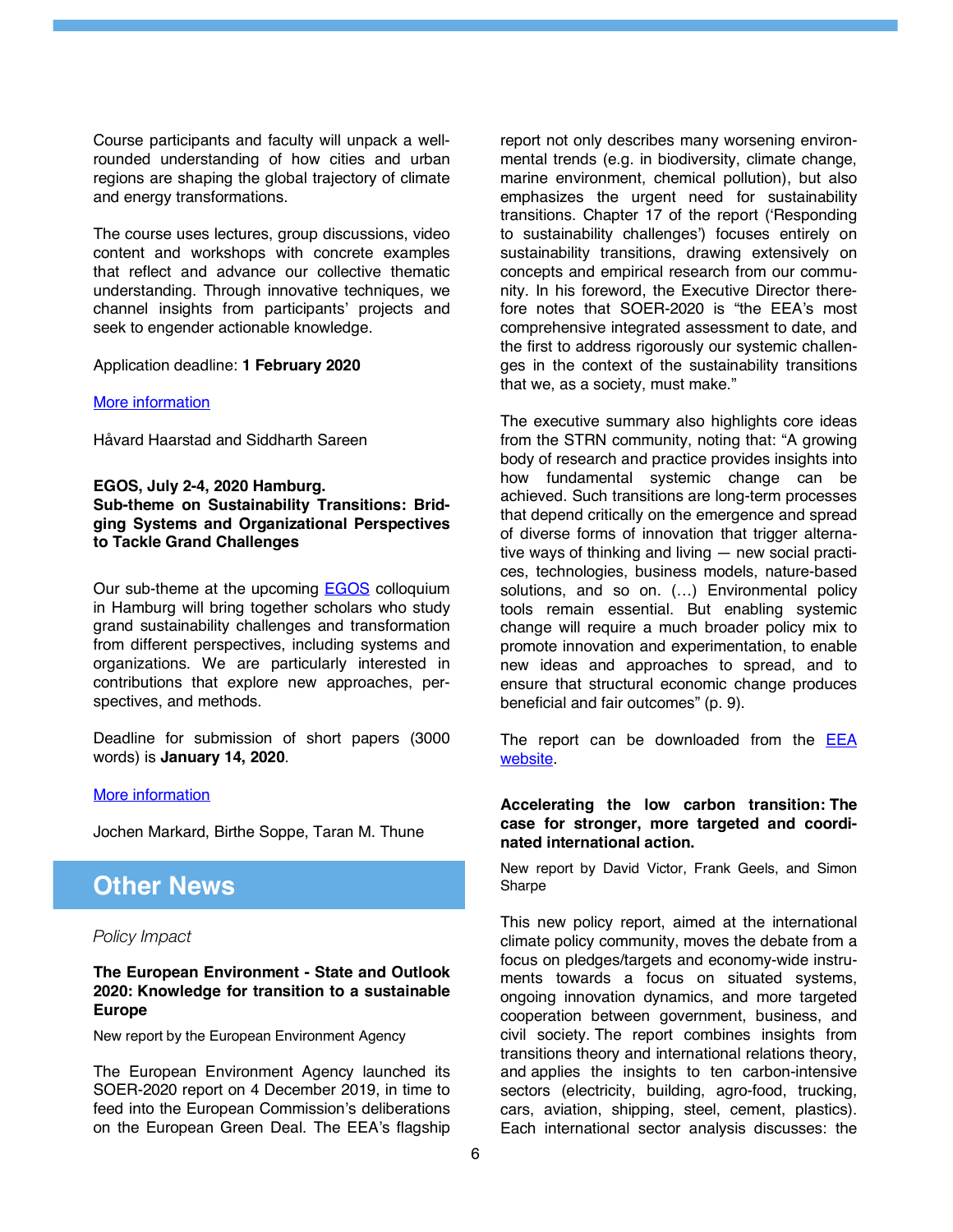Course participants and faculty will unpack a well-rounded understanding of how cities and urban regions are shaping the global trajectory of climate and energy transformations.

The course uses lectures, group discussions, video content and workshops with concrete examples that reflect and advance our collective thematic understanding. Through innovative techniques, we channel insights from participants' projects and seek to engender actionable knowledge.

Application deadline: **1 February 2020**

More information

Håvard Haarstad and Siddharth Sareen

**EGOS, July 2-4, 2020 Hamburg.**
**Sub-theme on Sustainability Transitions: Bridging Systems and Organizational Perspectives to Tackle Grand Challenges**

Our sub-theme at the upcoming EGOS colloquium in Hamburg will bring together scholars who study grand sustainability challenges and transformation from different perspectives, including systems and organizations. We are particularly interested in contributions that explore new approaches, perspectives, and methods.

Deadline for submission of short papers (3000 words) is **January 14, 2020**.

More information

Jochen Markard, Birthe Soppe, Taran M. Thune

## Other News

*Policy Impact*

**The European Environment - State and Outlook 2020: Knowledge for transition to a sustainable Europe**

New report by the European Environment Agency

The European Environment Agency launched its SOER-2020 report on 4 December 2019, in time to feed into the European Commission's deliberations on the European Green Deal. The EEA's flagship report not only describes many worsening environmental trends (e.g. in biodiversity, climate change, marine environment, chemical pollution), but also emphasizes the urgent need for sustainability transitions. Chapter 17 of the report ('Responding to sustainability challenges') focuses entirely on sustainability transitions, drawing extensively on concepts and empirical research from our community. In his foreword, the Executive Director therefore notes that SOER-2020 is "the EEA's most comprehensive integrated assessment to date, and the first to address rigorously our systemic challenges in the context of the sustainability transitions that we, as a society, must make."

The executive summary also highlights core ideas from the STRN community, noting that: "A growing body of research and practice provides insights into how fundamental systemic change can be achieved. Such transitions are long-term processes that depend critically on the emergence and spread of diverse forms of innovation that trigger alternative ways of thinking and living — new social practices, technologies, business models, nature-based solutions, and so on. (…) Environmental policy tools remain essential. But enabling systemic change will require a much broader policy mix to promote innovation and experimentation, to enable new ideas and approaches to spread, and to ensure that structural economic change produces beneficial and fair outcomes" (p. 9).

The report can be downloaded from the EEA website.

**Accelerating the low carbon transition: The case for stronger, more targeted and coordinated international action.**

New report by David Victor, Frank Geels, and Simon Sharpe

This new policy report, aimed at the international climate policy community, moves the debate from a focus on pledges/targets and economy-wide instruments towards a focus on situated systems, ongoing innovation dynamics, and more targeted cooperation between government, business, and civil society. The report combines insights from transitions theory and international relations theory, and applies the insights to ten carbon-intensive sectors (electricity, building, agro-food, trucking, cars, aviation, shipping, steel, cement, plastics). Each international sector analysis discusses: the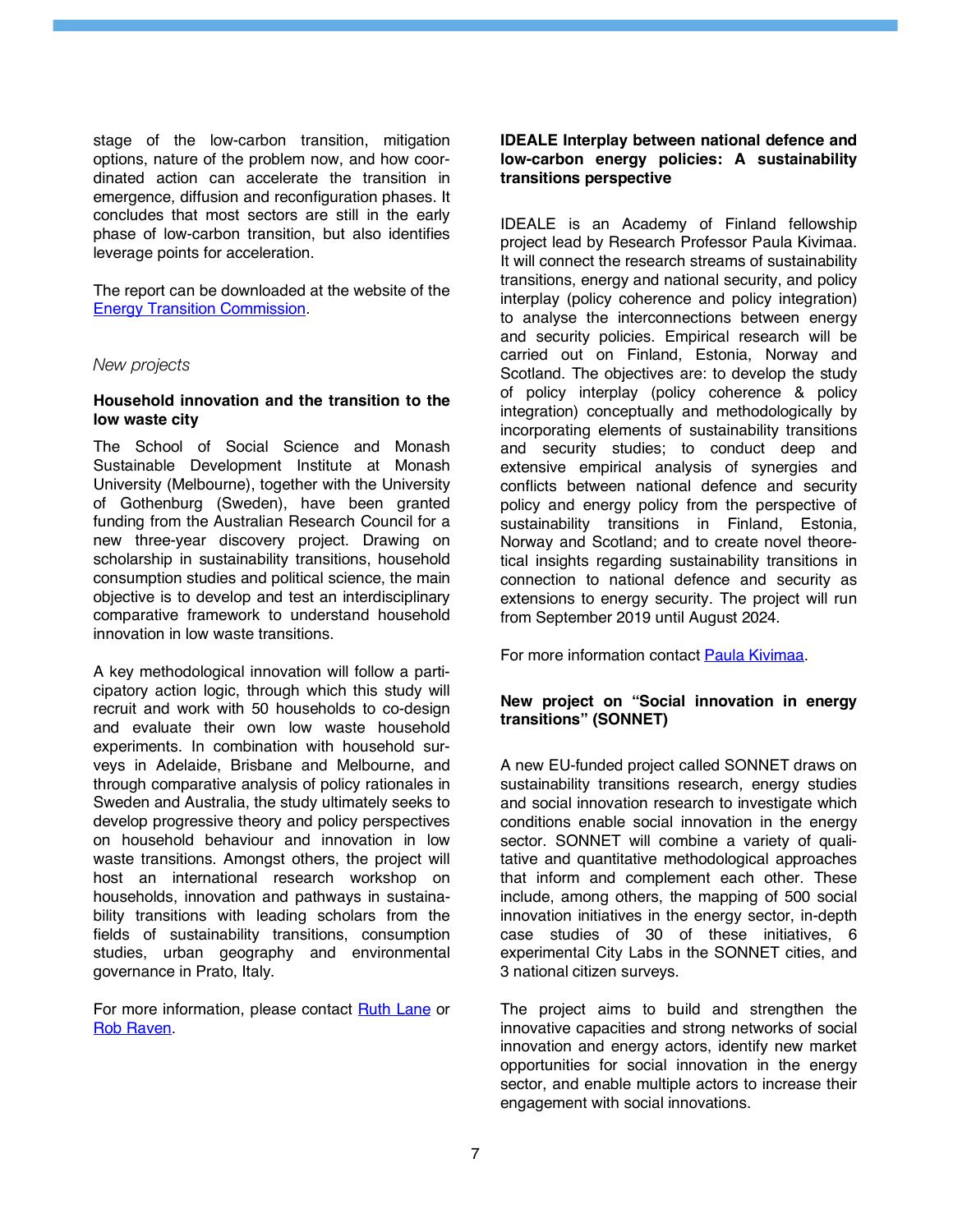stage of the low-carbon transition, mitigation options, nature of the problem now, and how coordinated action can accelerate the transition in emergence, diffusion and reconfiguration phases. It concludes that most sectors are still in the early phase of low-carbon transition, but also identifies leverage points for acceleration.

The report can be downloaded at the website of the [Energy Transition Commission](#).

*New projects*

**Household innovation and the transition to the low waste city**

The School of Social Science and Monash Sustainable Development Institute at Monash University (Melbourne), together with the University of Gothenburg (Sweden), have been granted funding from the Australian Research Council for a new three-year discovery project. Drawing on scholarship in sustainability transitions, household consumption studies and political science, the main objective is to develop and test an interdisciplinary comparative framework to understand household innovation in low waste transitions.

A key methodological innovation will follow a participatory action logic, through which this study will recruit and work with 50 households to co-design and evaluate their own low waste household experiments. In combination with household surveys in Adelaide, Brisbane and Melbourne, and through comparative analysis of policy rationales in Sweden and Australia, the study ultimately seeks to develop progressive theory and policy perspectives on household behaviour and innovation in low waste transitions. Amongst others, the project will host an international research workshop on households, innovation and pathways in sustainability transitions with leading scholars from the fields of sustainability transitions, consumption studies, urban geography and environmental governance in Prato, Italy.

For more information, please contact [Ruth Lane](#) or [Rob Raven](#).

**IDEALE Interplay between national defence and low-carbon energy policies: A sustainability transitions perspective**

IDEALE is an Academy of Finland fellowship project lead by Research Professor Paula Kivimaa. It will connect the research streams of sustainability transitions, energy and national security, and policy interplay (policy coherence and policy integration) to analyse the interconnections between energy and security policies. Empirical research will be carried out on Finland, Estonia, Norway and Scotland. The objectives are: to develop the study of policy interplay (policy coherence & policy integration) conceptually and methodologically by incorporating elements of sustainability transitions and security studies; to conduct deep and extensive empirical analysis of synergies and conflicts between national defence and security policy and energy policy from the perspective of sustainability transitions in Finland, Estonia, Norway and Scotland; and to create novel theoretical insights regarding sustainability transitions in connection to national defence and security as extensions to energy security. The project will run from September 2019 until August 2024.

For more information contact [Paula Kivimaa](#).

**New project on "Social innovation in energy transitions" (SONNET)**

A new EU-funded project called SONNET draws on sustainability transitions research, energy studies and social innovation research to investigate which conditions enable social innovation in the energy sector. SONNET will combine a variety of qualitative and quantitative methodological approaches that inform and complement each other. These include, among others, the mapping of 500 social innovation initiatives in the energy sector, in-depth case studies of 30 of these initiatives, 6 experimental City Labs in the SONNET cities, and 3 national citizen surveys.

The project aims to build and strengthen the innovative capacities and strong networks of social innovation and energy actors, identify new market opportunities for social innovation in the energy sector, and enable multiple actors to increase their engagement with social innovations.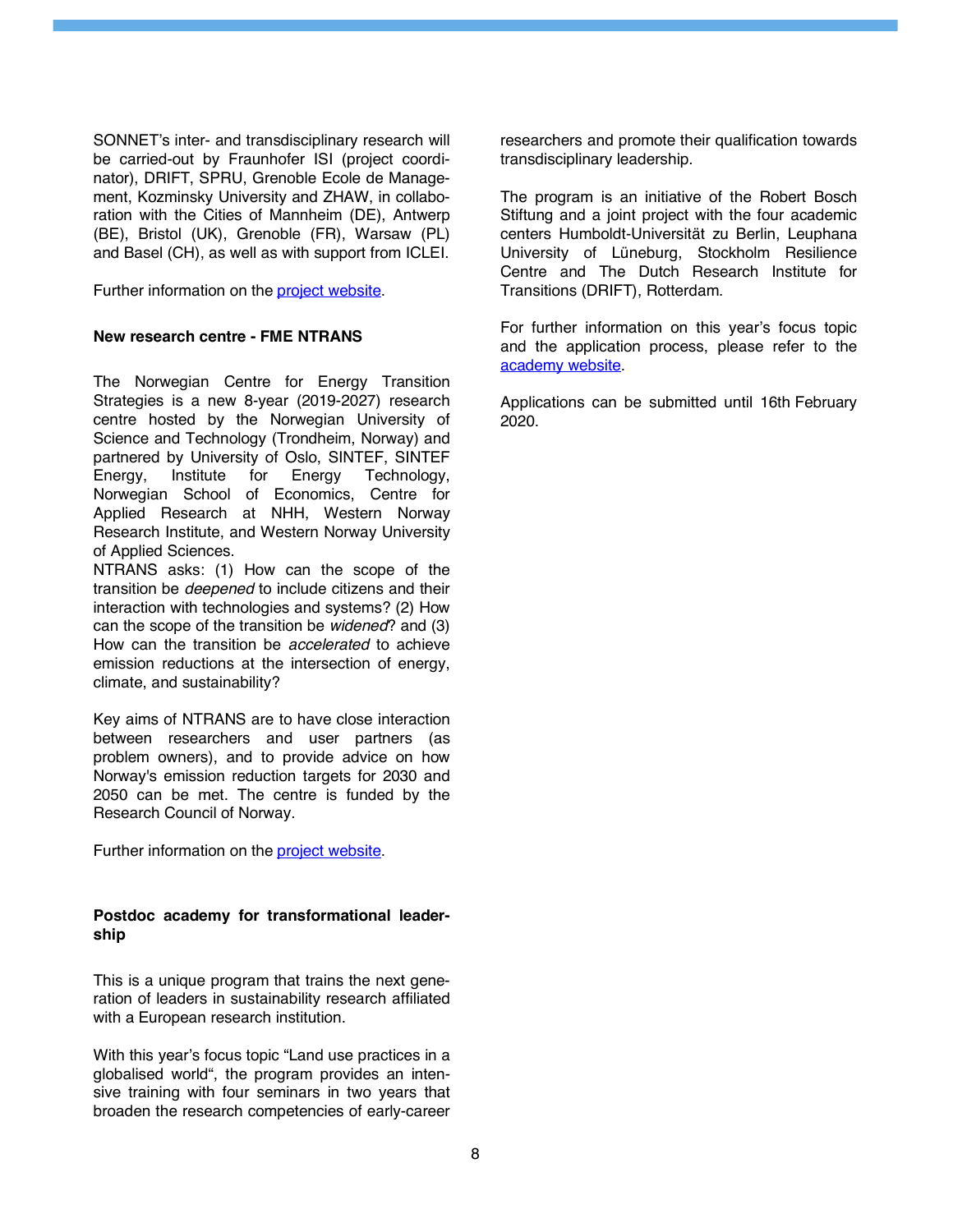SONNET's inter- and transdisciplinary research will be carried-out by Fraunhofer ISI (project coordinator), DRIFT, SPRU, Grenoble Ecole de Management, Kozminsky University and ZHAW, in collaboration with the Cities of Mannheim (DE), Antwerp (BE), Bristol (UK), Grenoble (FR), Warsaw (PL) and Basel (CH), as well as with support from ICLEI.

Further information on the project website.

### New research centre - FME NTRANS

The Norwegian Centre for Energy Transition Strategies is a new 8-year (2019-2027) research centre hosted by the Norwegian University of Science and Technology (Trondheim, Norway) and partnered by University of Oslo, SINTEF, SINTEF Energy, Institute for Energy Technology, Norwegian School of Economics, Centre for Applied Research at NHH, Western Norway Research Institute, and Western Norway University of Applied Sciences.
NTRANS asks: (1) How can the scope of the transition be *deepened* to include citizens and their interaction with technologies and systems? (2) How can the scope of the transition be *widened*? and (3) How can the transition be *accelerated* to achieve emission reductions at the intersection of energy, climate, and sustainability?

Key aims of NTRANS are to have close interaction between researchers and user partners (as problem owners), and to provide advice on how Norway's emission reduction targets for 2030 and 2050 can be met. The centre is funded by the Research Council of Norway.

Further information on the project website.

### Postdoc academy for transformational leadership

This is a unique program that trains the next generation of leaders in sustainability research affiliated with a European research institution.

With this year's focus topic "Land use practices in a globalised world", the program provides an intensive training with four seminars in two years that broaden the research competencies of early-career researchers and promote their qualification towards transdisciplinary leadership.

The program is an initiative of the Robert Bosch Stiftung and a joint project with the four academic centers Humboldt-Universität zu Berlin, Leuphana University of Lüneburg, Stockholm Resilience Centre and The Dutch Research Institute for Transitions (DRIFT), Rotterdam.

For further information on this year's focus topic and the application process, please refer to the academy website.

Applications can be submitted until 16th February 2020.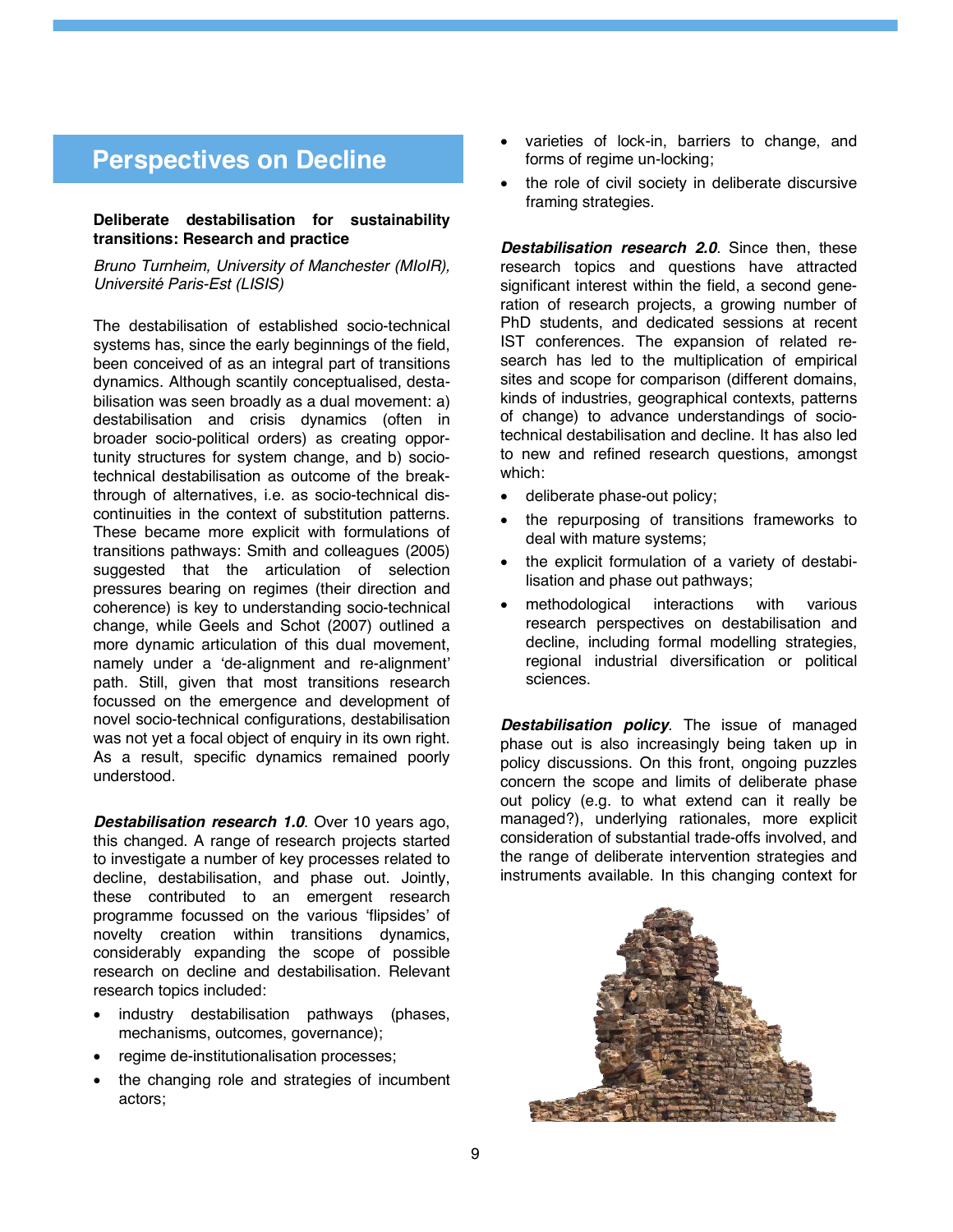# Perspectives on Decline

**Deliberate destabilisation for sustainability transitions: Research and practice**

*Bruno Turnheim, University of Manchester (MIoIR), Université Paris-Est (LISIS)*

The destabilisation of established socio-technical systems has, since the early beginnings of the field, been conceived of as an integral part of transitions dynamics. Although scantily conceptualised, destabilisation was seen broadly as a dual movement: a) destabilisation and crisis dynamics (often in broader socio-political orders) as creating opportunity structures for system change, and b) socio-technical destabilisation as outcome of the breakthrough of alternatives, i.e. as socio-technical discontinuities in the context of substitution patterns. These became more explicit with formulations of transitions pathways: Smith and colleagues (2005) suggested that the articulation of selection pressures bearing on regimes (their direction and coherence) is key to understanding socio-technical change, while Geels and Schot (2007) outlined a more dynamic articulation of this dual movement, namely under a 'de-alignment and re-alignment' path. Still, given that most transitions research focussed on the emergence and development of novel socio-technical configurations, destabilisation was not yet a focal object of enquiry in its own right. As a result, specific dynamics remained poorly understood.

***Destabilisation research 1.0***. Over 10 years ago, this changed. A range of research projects started to investigate a number of key processes related to decline, destabilisation, and phase out. Jointly, these contributed to an emergent research programme focussed on the various 'flipsides' of novelty creation within transitions dynamics, considerably expanding the scope of possible research on decline and destabilisation. Relevant research topics included:

- industry destabilisation pathways (phases, mechanisms, outcomes, governance);
- regime de-institutionalisation processes;
- the changing role and strategies of incumbent actors;
- varieties of lock-in, barriers to change, and forms of regime un-locking;
- the role of civil society in deliberate discursive framing strategies.

***Destabilisation research 2.0***. Since then, these research topics and questions have attracted significant interest within the field, a second generation of research projects, a growing number of PhD students, and dedicated sessions at recent IST conferences. The expansion of related research has led to the multiplication of empirical sites and scope for comparison (different domains, kinds of industries, geographical contexts, patterns of change) to advance understandings of socio-technical destabilisation and decline. It has also led to new and refined research questions, amongst which:

- deliberate phase-out policy;
- the repurposing of transitions frameworks to deal with mature systems;
- the explicit formulation of a variety of destabilisation and phase out pathways;
- methodological interactions with various research perspectives on destabilisation and decline, including formal modelling strategies, regional industrial diversification or political sciences.

***Destabilisation policy***. The issue of managed phase out is also increasingly being taken up in policy discussions. On this front, ongoing puzzles concern the scope and limits of deliberate phase out policy (e.g. to what extend can it really be managed?), underlying rationales, more explicit consideration of substantial trade-offs involved, and the range of deliberate intervention strategies and instruments available. In this changing context for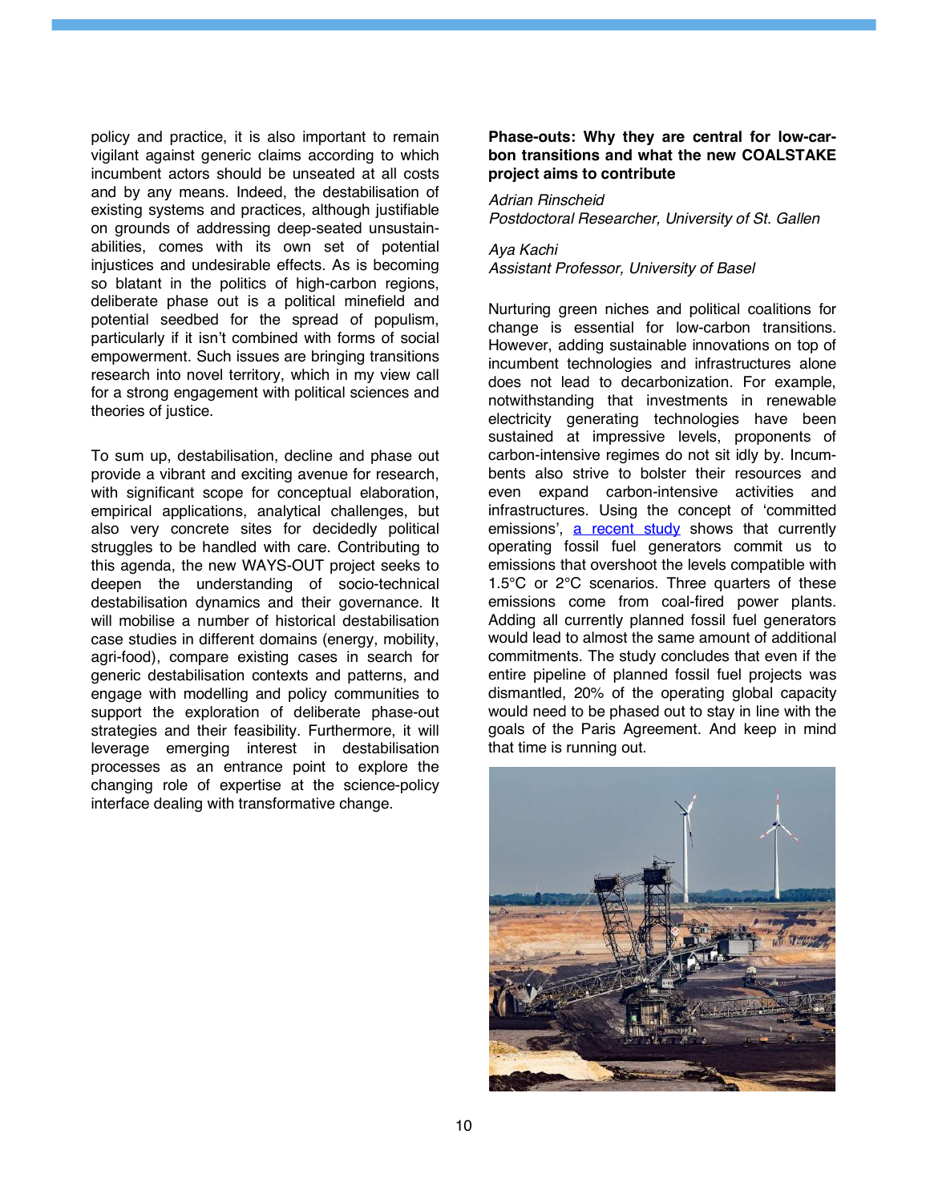policy and practice, it is also important to remain vigilant against generic claims according to which incumbent actors should be unseated at all costs and by any means. Indeed, the destabilisation of existing systems and practices, although justifiable on grounds of addressing deep-seated unsustainabilities, comes with its own set of potential injustices and undesirable effects. As is becoming so blatant in the politics of high-carbon regions, deliberate phase out is a political minefield and potential seedbed for the spread of populism, particularly if it isn't combined with forms of social empowerment. Such issues are bringing transitions research into novel territory, which in my view call for a strong engagement with political sciences and theories of justice.

To sum up, destabilisation, decline and phase out provide a vibrant and exciting avenue for research, with significant scope for conceptual elaboration, empirical applications, analytical challenges, but also very concrete sites for decidedly political struggles to be handled with care. Contributing to this agenda, the new WAYS-OUT project seeks to deepen the understanding of socio-technical destabilisation dynamics and their governance. It will mobilise a number of historical destabilisation case studies in different domains (energy, mobility, agri-food), compare existing cases in search for generic destabilisation contexts and patterns, and engage with modelling and policy communities to support the exploration of deliberate phase-out strategies and their feasibility. Furthermore, it will leverage emerging interest in destabilisation processes as an entrance point to explore the changing role of expertise at the science-policy interface dealing with transformative change.

**Phase-outs: Why they are central for low-carbon transitions and what the new COALSTAKE project aims to contribute**

*Adrian Rinscheid*
*Postdoctoral Researcher, University of St. Gallen*

*Aya Kachi*
*Assistant Professor, University of Basel*

Nurturing green niches and political coalitions for change is essential for low-carbon transitions. However, adding sustainable innovations on top of incumbent technologies and infrastructures alone does not lead to decarbonization. For example, notwithstanding that investments in renewable electricity generating technologies have been sustained at impressive levels, proponents of carbon-intensive regimes do not sit idly by. Incumbents also strive to bolster their resources and even expand carbon-intensive activities and infrastructures. Using the concept of 'committed emissions', a recent study shows that currently operating fossil fuel generators commit us to emissions that overshoot the levels compatible with 1.5°C or 2°C scenarios. Three quarters of these emissions come from coal-fired power plants. Adding all currently planned fossil fuel generators would lead to almost the same amount of additional commitments. The study concludes that even if the entire pipeline of planned fossil fuel projects was dismantled, 20% of the operating global capacity would need to be phased out to stay in line with the goals of the Paris Agreement. And keep in mind that time is running out.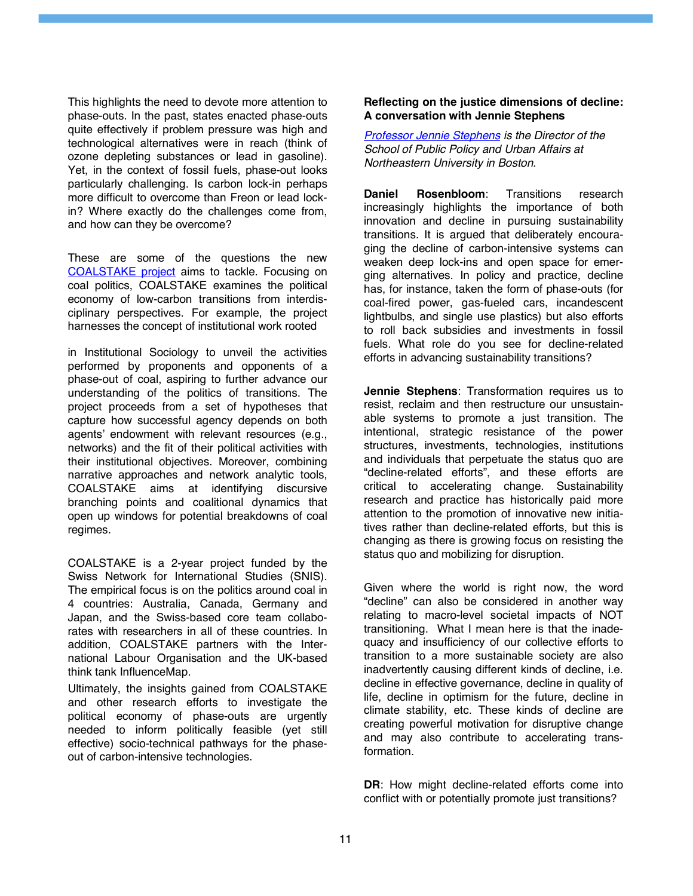This highlights the need to devote more attention to phase-outs. In the past, states enacted phase-outs quite effectively if problem pressure was high and technological alternatives were in reach (think of ozone depleting substances or lead in gasoline). Yet, in the context of fossil fuels, phase-out looks particularly challenging. Is carbon lock-in perhaps more difficult to overcome than Freon or lead lock-in? Where exactly do the challenges come from, and how can they be overcome?

These are some of the questions the new [COALSTAKE project](#) aims to tackle. Focusing on coal politics, COALSTAKE examines the political economy of low-carbon transitions from interdisciplinary perspectives. For example, the project harnesses the concept of institutional work rooted in Institutional Sociology to unveil the activities performed by proponents and opponents of a phase-out of coal, aspiring to further advance our understanding of the politics of transitions. The project proceeds from a set of hypotheses that capture how successful agency depends on both agents' endowment with relevant resources (e.g., networks) and the fit of their political activities with their institutional objectives. Moreover, combining narrative approaches and network analytic tools, COALSTAKE aims at identifying discursive branching points and coalitional dynamics that open up windows for potential breakdowns of coal regimes.

COALSTAKE is a 2-year project funded by the Swiss Network for International Studies (SNIS). The empirical focus is on the politics around coal in 4 countries: Australia, Canada, Germany and Japan, and the Swiss-based core team collaborates with researchers in all of these countries. In addition, COALSTAKE partners with the International Labour Organisation and the UK-based think tank InfluenceMap.

Ultimately, the insights gained from COALSTAKE and other research efforts to investigate the political economy of phase-outs are urgently needed to inform politically feasible (yet still effective) socio-technical pathways for the phase-out of carbon-intensive technologies.

**Reflecting on the justice dimensions of decline: A conversation with Jennie Stephens**

*[Professor Jennie Stephens](#) is the Director of the School of Public Policy and Urban Affairs at Northeastern University in Boston.*

**Daniel Rosenbloom**: Transitions research increasingly highlights the importance of both innovation and decline in pursuing sustainability transitions. It is argued that deliberately encouraging the decline of carbon-intensive systems can weaken deep lock-ins and open space for emerging alternatives. In policy and practice, decline has, for instance, taken the form of phase-outs (for coal-fired power, gas-fueled cars, incandescent lightbulbs, and single use plastics) but also efforts to roll back subsidies and investments in fossil fuels. What role do you see for decline-related efforts in advancing sustainability transitions?

**Jennie Stephens**: Transformation requires us to resist, reclaim and then restructure our unsustainable systems to promote a just transition. The intentional, strategic resistance of the power structures, investments, technologies, institutions and individuals that perpetuate the status quo are "decline-related efforts", and these efforts are critical to accelerating change. Sustainability research and practice has historically paid more attention to the promotion of innovative new initiatives rather than decline-related efforts, but this is changing as there is growing focus on resisting the status quo and mobilizing for disruption.

Given where the world is right now, the word "decline" can also be considered in another way relating to macro-level societal impacts of NOT transitioning. What I mean here is that the inadequacy and insufficiency of our collective efforts to transition to a more sustainable society are also inadvertently causing different kinds of decline, i.e. decline in effective governance, decline in quality of life, decline in optimism for the future, decline in climate stability, etc. These kinds of decline are creating powerful motivation for disruptive change and may also contribute to accelerating transformation.

**DR**: How might decline-related efforts come into conflict with or potentially promote just transitions?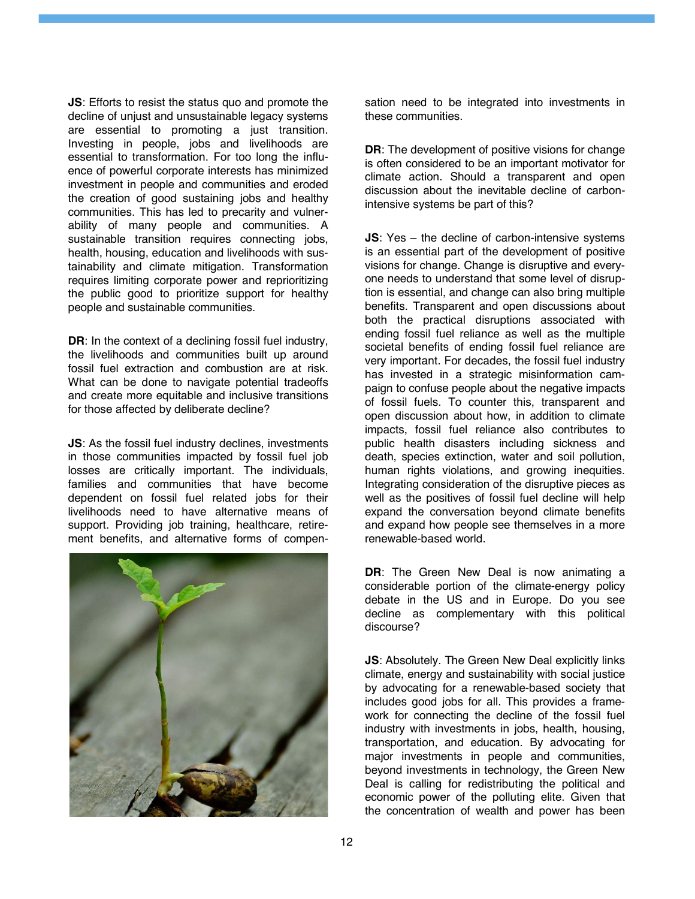**JS**: Efforts to resist the status quo and promote the decline of unjust and unsustainable legacy systems are essential to promoting a just transition. Investing in people, jobs and livelihoods are essential to transformation. For too long the influence of powerful corporate interests has minimized investment in people and communities and eroded the creation of good sustaining jobs and healthy communities. This has led to precarity and vulnerability of many people and communities. A sustainable transition requires connecting jobs, health, housing, education and livelihoods with sustainability and climate mitigation. Transformation requires limiting corporate power and reprioritizing the public good to prioritize support for healthy people and sustainable communities.

**DR**: In the context of a declining fossil fuel industry, the livelihoods and communities built up around fossil fuel extraction and combustion are at risk. What can be done to navigate potential tradeoffs and create more equitable and inclusive transitions for those affected by deliberate decline?

**JS**: As the fossil fuel industry declines, investments in those communities impacted by fossil fuel job losses are critically important. The individuals, families and communities that have become dependent on fossil fuel related jobs for their livelihoods need to have alternative means of support. Providing job training, healthcare, retirement benefits, and alternative forms of compensation need to be integrated into investments in these communities.

**DR**: The development of positive visions for change is often considered to be an important motivator for climate action. Should a transparent and open discussion about the inevitable decline of carbon-intensive systems be part of this?

**JS**: Yes – the decline of carbon-intensive systems is an essential part of the development of positive visions for change. Change is disruptive and everyone needs to understand that some level of disruption is essential, and change can also bring multiple benefits. Transparent and open discussions about both the practical disruptions associated with ending fossil fuel reliance as well as the multiple societal benefits of ending fossil fuel reliance are very important. For decades, the fossil fuel industry has invested in a strategic misinformation campaign to confuse people about the negative impacts of fossil fuels. To counter this, transparent and open discussion about how, in addition to climate impacts, fossil fuel reliance also contributes to public health disasters including sickness and death, species extinction, water and soil pollution, human rights violations, and growing inequities. Integrating consideration of the disruptive pieces as well as the positives of fossil fuel decline will help expand the conversation beyond climate benefits and expand how people see themselves in a more renewable-based world.

**DR**: The Green New Deal is now animating a considerable portion of the climate-energy policy debate in the US and in Europe. Do you see decline as complementary with this political discourse?

**JS**: Absolutely. The Green New Deal explicitly links climate, energy and sustainability with social justice by advocating for a renewable-based society that includes good jobs for all. This provides a framework for connecting the decline of the fossil fuel industry with investments in jobs, health, housing, transportation, and education. By advocating for major investments in people and communities, beyond investments in technology, the Green New Deal is calling for redistributing the political and economic power of the polluting elite. Given that the concentration of wealth and power has been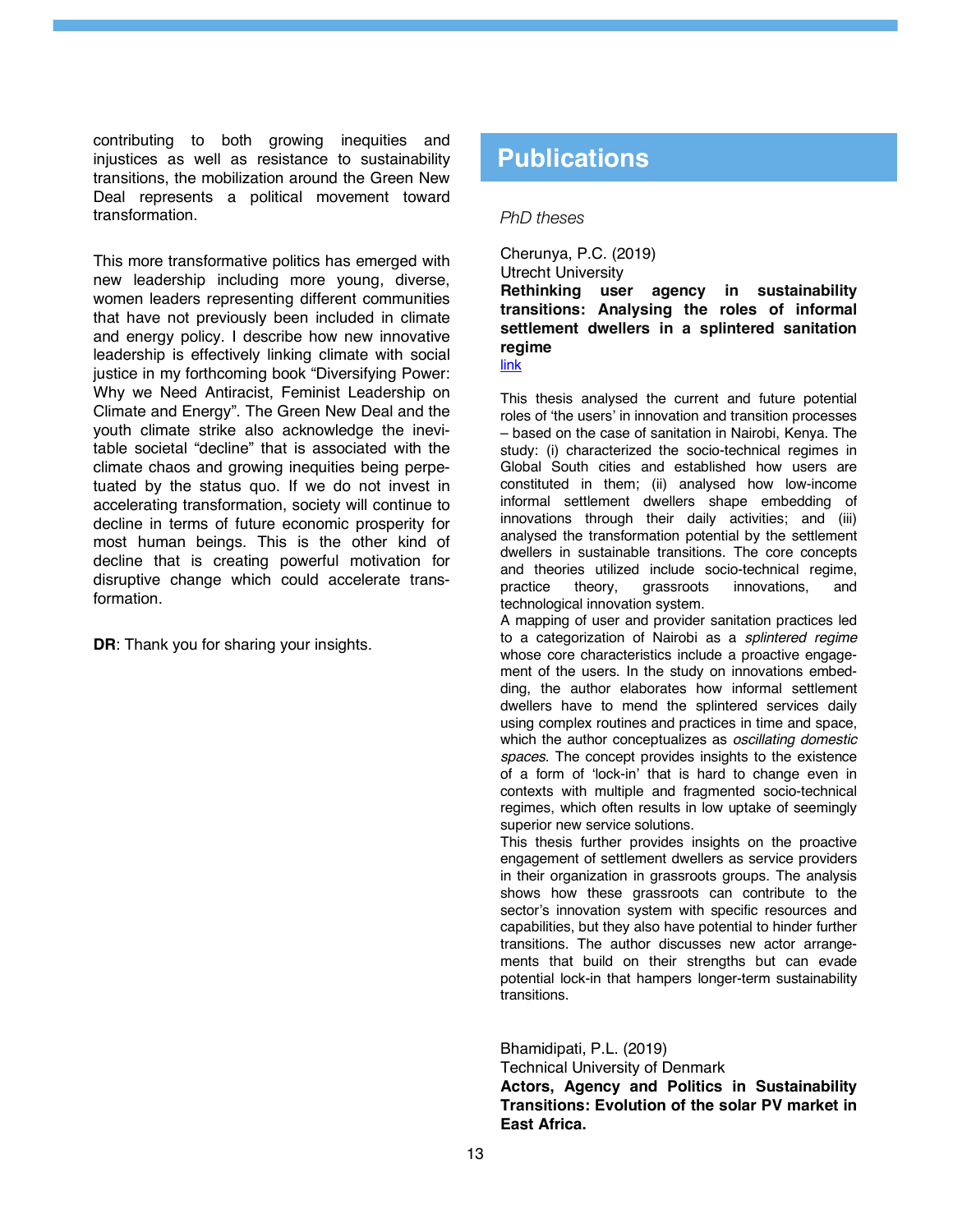contributing to both growing inequities and injustices as well as resistance to sustainability transitions, the mobilization around the Green New Deal represents a political movement toward transformation.

This more transformative politics has emerged with new leadership including more young, diverse, women leaders representing different communities that have not previously been included in climate and energy policy. I describe how new innovative leadership is effectively linking climate with social justice in my forthcoming book "Diversifying Power: Why we Need Antiracist, Feminist Leadership on Climate and Energy". The Green New Deal and the youth climate strike also acknowledge the inevitable societal "decline" that is associated with the climate chaos and growing inequities being perpetuated by the status quo. If we do not invest in accelerating transformation, society will continue to decline in terms of future economic prosperity for most human beings. This is the other kind of decline that is creating powerful motivation for disruptive change which could accelerate transformation.

**DR**: Thank you for sharing your insights.

# Publications

*PhD theses*

Cherunya, P.C. (2019)
Utrecht University
**Rethinking user agency in sustainability transitions: Analysing the roles of informal settlement dwellers in a splintered sanitation regime**
link

This thesis analysed the current and future potential roles of 'the users' in innovation and transition processes – based on the case of sanitation in Nairobi, Kenya. The study: (i) characterized the socio-technical regimes in Global South cities and established how users are constituted in them; (ii) analysed how low-income informal settlement dwellers shape embedding of innovations through their daily activities; and (iii) analysed the transformation potential by the settlement dwellers in sustainable transitions. The core concepts and theories utilized include socio-technical regime, practice theory, grassroots innovations, and technological innovation system.
A mapping of user and provider sanitation practices led to a categorization of Nairobi as a *splintered regime* whose core characteristics include a proactive engagement of the users. In the study on innovations embedding, the author elaborates how informal settlement dwellers have to mend the splintered services daily using complex routines and practices in time and space, which the author conceptualizes as *oscillating domestic spaces*. The concept provides insights to the existence of a form of 'lock-in' that is hard to change even in contexts with multiple and fragmented socio-technical regimes, which often results in low uptake of seemingly superior new service solutions.
This thesis further provides insights on the proactive engagement of settlement dwellers as service providers in their organization in grassroots groups. The analysis shows how these grassroots can contribute to the sector's innovation system with specific resources and capabilities, but they also have potential to hinder further transitions. The author discusses new actor arrangements that build on their strengths but can evade potential lock-in that hampers longer-term sustainability transitions.

Bhamidipati, P.L. (2019)
Technical University of Denmark
**Actors, Agency and Politics in Sustainability Transitions: Evolution of the solar PV market in East Africa.**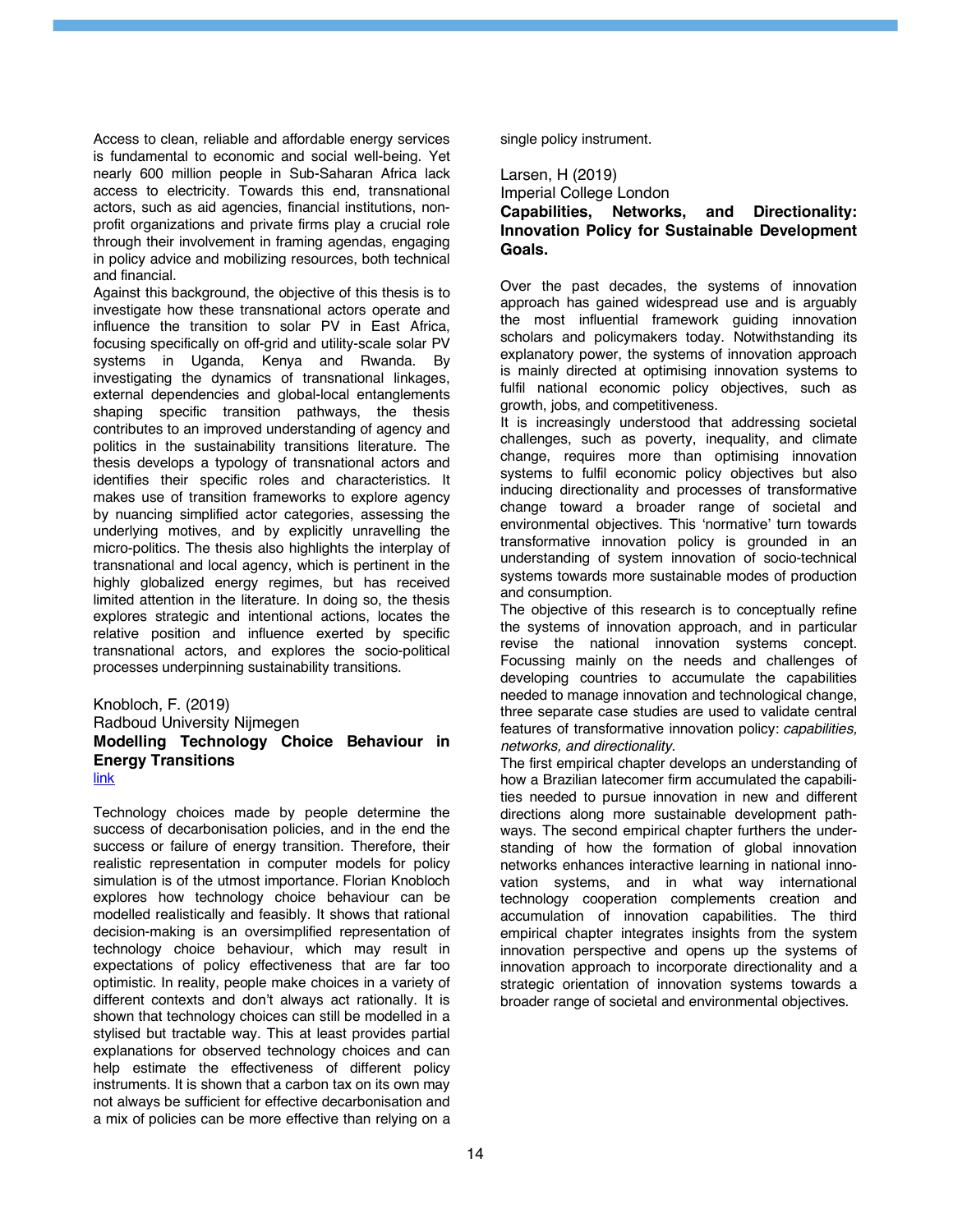Access to clean, reliable and affordable energy services is fundamental to economic and social well-being. Yet nearly 600 million people in Sub-Saharan Africa lack access to electricity. Towards this end, transnational actors, such as aid agencies, financial institutions, non-profit organizations and private firms play a crucial role through their involvement in framing agendas, engaging in policy advice and mobilizing resources, both technical and financial.

Against this background, the objective of this thesis is to investigate how these transnational actors operate and influence the transition to solar PV in East Africa, focusing specifically on off-grid and utility-scale solar PV systems in Uganda, Kenya and Rwanda. By investigating the dynamics of transnational linkages, external dependencies and global-local entanglements shaping specific transition pathways, the thesis contributes to an improved understanding of agency and politics in the sustainability transitions literature. The thesis develops a typology of transnational actors and identifies their specific roles and characteristics. It makes use of transition frameworks to explore agency by nuancing simplified actor categories, assessing the underlying motives, and by explicitly unravelling the micro-politics. The thesis also highlights the interplay of transnational and local agency, which is pertinent in the highly globalized energy regimes, but has received limited attention in the literature. In doing so, the thesis explores strategic and intentional actions, locates the relative position and influence exerted by specific transnational actors, and explores the socio-political processes underpinning sustainability transitions.

Knobloch, F. (2019)
Radboud University Nijmegen
**Modelling Technology Choice Behaviour in Energy Transitions**
link

Technology choices made by people determine the success of decarbonisation policies, and in the end the success or failure of energy transition. Therefore, their realistic representation in computer models for policy simulation is of the utmost importance. Florian Knobloch explores how technology choice behaviour can be modelled realistically and feasibly. It shows that rational decision-making is an oversimplified representation of technology choice behaviour, which may result in expectations of policy effectiveness that are far too optimistic. In reality, people make choices in a variety of different contexts and don't always act rationally. It is shown that technology choices can still be modelled in a stylised but tractable way. This at least provides partial explanations for observed technology choices and can help estimate the effectiveness of different policy instruments. It is shown that a carbon tax on its own may not always be sufficient for effective decarbonisation and a mix of policies can be more effective than relying on a single policy instrument.

Larsen, H (2019)
Imperial College London
**Capabilities, Networks, and Directionality: Innovation Policy for Sustainable Development Goals.**

Over the past decades, the systems of innovation approach has gained widespread use and is arguably the most influential framework guiding innovation scholars and policymakers today. Notwithstanding its explanatory power, the systems of innovation approach is mainly directed at optimising innovation systems to fulfil national economic policy objectives, such as growth, jobs, and competitiveness.

It is increasingly understood that addressing societal challenges, such as poverty, inequality, and climate change, requires more than optimising innovation systems to fulfil economic policy objectives but also inducing directionality and processes of transformative change toward a broader range of societal and environmental objectives. This 'normative' turn towards transformative innovation policy is grounded in an understanding of system innovation of socio-technical systems towards more sustainable modes of production and consumption.

The objective of this research is to conceptually refine the systems of innovation approach, and in particular revise the national innovation systems concept. Focussing mainly on the needs and challenges of developing countries to accumulate the capabilities needed to manage innovation and technological change, three separate case studies are used to validate central features of transformative innovation policy: *capabilities, networks, and directionality*.

The first empirical chapter develops an understanding of how a Brazilian latecomer firm accumulated the capabilities needed to pursue innovation in new and different directions along more sustainable development pathways. The second empirical chapter furthers the understanding of how the formation of global innovation networks enhances interactive learning in national innovation systems, and in what way international technology cooperation complements creation and accumulation of innovation capabilities. The third empirical chapter integrates insights from the system innovation perspective and opens up the systems of innovation approach to incorporate directionality and a strategic orientation of innovation systems towards a broader range of societal and environmental objectives.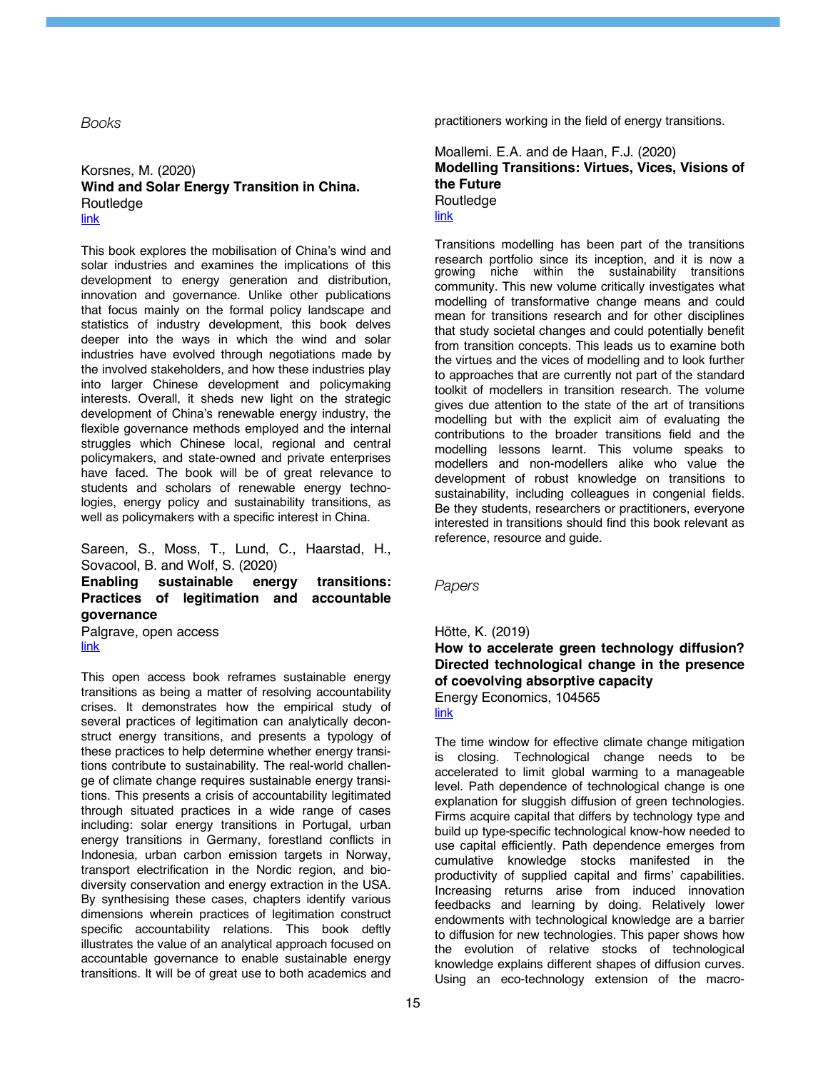*Books*

Korsnes, M. (2020)
**Wind and Solar Energy Transition in China.**
Routledge
link

This book explores the mobilisation of China's wind and solar industries and examines the implications of this development to energy generation and distribution, innovation and governance. Unlike other publications that focus mainly on the formal policy landscape and statistics of industry development, this book delves deeper into the ways in which the wind and solar industries have evolved through negotiations made by the involved stakeholders, and how these industries play into larger Chinese development and policymaking interests. Overall, it sheds new light on the strategic development of China's renewable energy industry, the flexible governance methods employed and the internal struggles which Chinese local, regional and central policymakers, and state-owned and private enterprises have faced. The book will be of great relevance to students and scholars of renewable energy technologies, energy policy and sustainability transitions, as well as policymakers with a specific interest in China.

Sareen, S., Moss, T., Lund, C., Haarstad, H., Sovacool, B. and Wolf, S. (2020)
**Enabling sustainable energy transitions: Practices of legitimation and accountable governance**
Palgrave, open access
link

This open access book reframes sustainable energy transitions as being a matter of resolving accountability crises. It demonstrates how the empirical study of several practices of legitimation can analytically deconstruct energy transitions, and presents a typology of these practices to help determine whether energy transitions contribute to sustainability. The real-world challenge of climate change requires sustainable energy transitions. This presents a crisis of accountability legitimated through situated practices in a wide range of cases including: solar energy transitions in Portugal, urban energy transitions in Germany, forestland conflicts in Indonesia, urban carbon emission targets in Norway, transport electrification in the Nordic region, and biodiversity conservation and energy extraction in the USA. By synthesising these cases, chapters identify various dimensions wherein practices of legitimation construct specific accountability relations. This book deftly illustrates the value of an analytical approach focused on accountable governance to enable sustainable energy transitions. It will be of great use to both academics and practitioners working in the field of energy transitions.

Moallemi. E.A. and de Haan, F.J. (2020)
**Modelling Transitions: Virtues, Vices, Visions of the Future**
Routledge
link

Transitions modelling has been part of the transitions research portfolio since its inception, and it is now a growing niche within the sustainability transitions community. This new volume critically investigates what modelling of transformative change means and could mean for transitions research and for other disciplines that study societal changes and could potentially benefit from transition concepts. This leads us to examine both the virtues and the vices of modelling and to look further to approaches that are currently not part of the standard toolkit of modellers in transition research. The volume gives due attention to the state of the art of transitions modelling but with the explicit aim of evaluating the contributions to the broader transitions field and the modelling lessons learnt. This volume speaks to modellers and non-modellers alike who value the development of robust knowledge on transitions to sustainability, including colleagues in congenial fields. Be they students, researchers or practitioners, everyone interested in transitions should find this book relevant as reference, resource and guide.

*Papers*

Hötte, K. (2019)
**How to accelerate green technology diffusion? Directed technological change in the presence of coevolving absorptive capacity**
Energy Economics, 104565
link

The time window for effective climate change mitigation is closing. Technological change needs to be accelerated to limit global warming to a manageable level. Path dependence of technological change is one explanation for sluggish diffusion of green technologies. Firms acquire capital that differs by technology type and build up type-specific technological know-how needed to use capital efficiently. Path dependence emerges from cumulative knowledge stocks manifested in the productivity of supplied capital and firms' capabilities. Increasing returns arise from induced innovation feedbacks and learning by doing. Relatively lower endowments with technological knowledge are a barrier to diffusion for new technologies. This paper shows how the evolution of relative stocks of technological knowledge explains different shapes of diffusion curves. Using an eco-technology extension of the macro-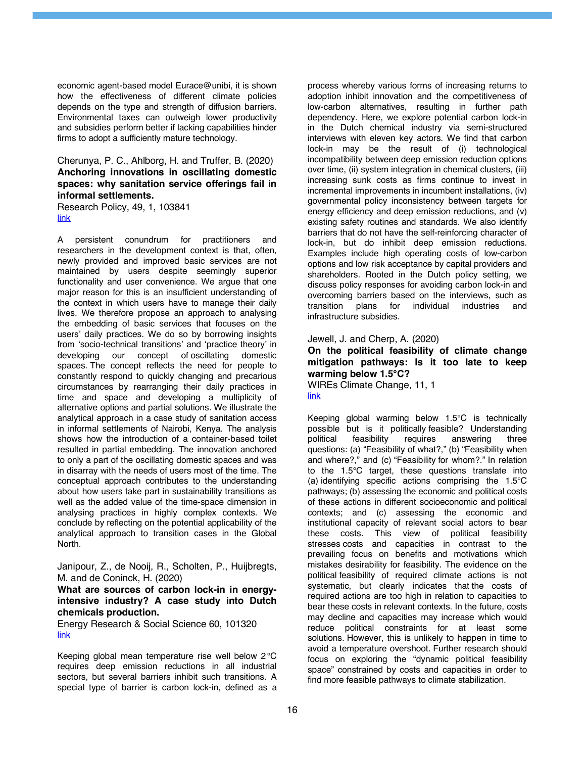economic agent-based model Eurace@unibi, it is shown how the effectiveness of different climate policies depends on the type and strength of diffusion barriers. Environmental taxes can outweigh lower productivity and subsidies perform better if lacking capabilities hinder firms to adopt a sufficiently mature technology.

Cherunya, P. C., Ahlborg, H. and Truffer, B. (2020)
**Anchoring innovations in oscillating domestic spaces: why sanitation service offerings fail in informal settlements.**
Research Policy, 49, 1, 103841
link

A persistent conundrum for practitioners and researchers in the development context is that, often, newly provided and improved basic services are not maintained by users despite seemingly superior functionality and user convenience. We argue that one major reason for this is an insufficient understanding of the context in which users have to manage their daily lives. We therefore propose an approach to analysing the embedding of basic services that focuses on the users' daily practices. We do so by borrowing insights from 'socio-technical transitions' and 'practice theory' in developing our concept of oscillating domestic spaces. The concept reflects the need for people to constantly respond to quickly changing and precarious circumstances by rearranging their daily practices in time and space and developing a multiplicity of alternative options and partial solutions. We illustrate the analytical approach in a case study of sanitation access in informal settlements of Nairobi, Kenya. The analysis shows how the introduction of a container-based toilet resulted in partial embedding. The innovation anchored to only a part of the oscillating domestic spaces and was in disarray with the needs of users most of the time. The conceptual approach contributes to the understanding about how users take part in sustainability transitions as well as the added value of the time-space dimension in analysing practices in highly complex contexts. We conclude by reflecting on the potential applicability of the analytical approach to transition cases in the Global North.

Janipour, Z., de Nooij, R., Scholten, P., Huijbregts, M. and de Coninck, H. (2020)
**What are sources of carbon lock-in in energy-intensive industry? A case study into Dutch chemicals production.**
Energy Research & Social Science 60, 101320
link

Keeping global mean temperature rise well below 2 °C requires deep emission reductions in all industrial sectors, but several barriers inhibit such transitions. A special type of barrier is carbon lock-in, defined as a process whereby various forms of increasing returns to adoption inhibit innovation and the competitiveness of low-carbon alternatives, resulting in further path dependency. Here, we explore potential carbon lock-in in the Dutch chemical industry via semi-structured interviews with eleven key actors. We find that carbon lock-in may be the result of (i) technological incompatibility between deep emission reduction options over time, (ii) system integration in chemical clusters, (iii) increasing sunk costs as firms continue to invest in incremental improvements in incumbent installations, (iv) governmental policy inconsistency between targets for energy efficiency and deep emission reductions, and (v) existing safety routines and standards. We also identify barriers that do not have the self-reinforcing character of lock-in, but do inhibit deep emission reductions. Examples include high operating costs of low-carbon options and low risk acceptance by capital providers and shareholders. Rooted in the Dutch policy setting, we discuss policy responses for avoiding carbon lock-in and overcoming barriers based on the interviews, such as transition plans for individual industries and infrastructure subsidies.

Jewell, J. and Cherp, A. (2020)
**On the political feasibility of climate change mitigation pathways: Is it too late to keep warming below 1.5°C?**
WIREs Climate Change, 11, 1
link

Keeping global warming below 1.5°C is technically possible but is it politically feasible? Understanding political feasibility requires answering three questions: (a) "Feasibility of what?," (b) "Feasibility when and where?," and (c) "Feasibility for whom?." In relation to the 1.5°C target, these questions translate into (a) identifying specific actions comprising the 1.5°C pathways; (b) assessing the economic and political costs of these actions in different socioeconomic and political contexts; and (c) assessing the economic and institutional capacity of relevant social actors to bear these costs. This view of political feasibility stresses costs and capacities in contrast to the prevailing focus on benefits and motivations which mistakes desirability for feasibility. The evidence on the political feasibility of required climate actions is not systematic, but clearly indicates that the costs of required actions are too high in relation to capacities to bear these costs in relevant contexts. In the future, costs may decline and capacities may increase which would reduce political constraints for at least some solutions. However, this is unlikely to happen in time to avoid a temperature overshoot. Further research should focus on exploring the "dynamic political feasibility space" constrained by costs and capacities in order to find more feasible pathways to climate stabilization.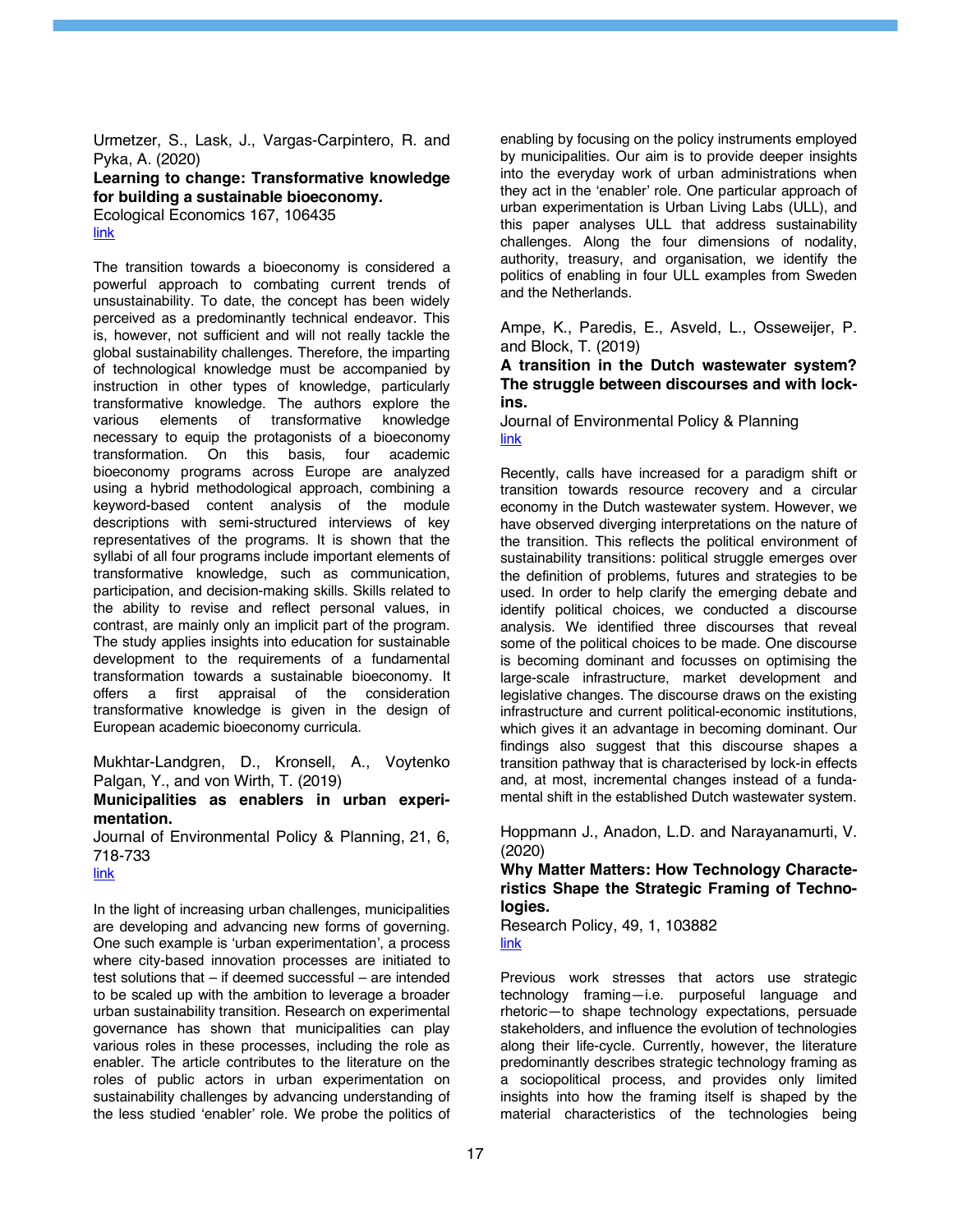Urmetzer, S., Lask, J., Vargas-Carpintero, R. and Pyka, A. (2020)

**Learning to change: Transformative knowledge for building a sustainable bioeconomy.**

Ecological Economics 167, 106435

link

The transition towards a bioeconomy is considered a powerful approach to combating current trends of unsustainability. To date, the concept has been widely perceived as a predominantly technical endeavor. This is, however, not sufficient and will not really tackle the global sustainability challenges. Therefore, the imparting of technological knowledge must be accompanied by instruction in other types of knowledge, particularly transformative knowledge. The authors explore the various elements of transformative knowledge necessary to equip the protagonists of a bioeconomy transformation. On this basis, four academic bioeconomy programs across Europe are analyzed using a hybrid methodological approach, combining a keyword-based content analysis of the module descriptions with semi-structured interviews of key representatives of the programs. It is shown that the syllabi of all four programs include important elements of transformative knowledge, such as communication, participation, and decision-making skills. Skills related to the ability to revise and reflect personal values, in contrast, are mainly only an implicit part of the program. The study applies insights into education for sustainable development to the requirements of a fundamental transformation towards a sustainable bioeconomy. It offers a first appraisal of the consideration transformative knowledge is given in the design of European academic bioeconomy curricula.

Mukhtar-Landgren, D., Kronsell, A., Voytenko Palgan, Y., and von Wirth, T. (2019)

**Municipalities as enablers in urban experimentation.**

Journal of Environmental Policy & Planning, 21, 6, 718-733

link

In the light of increasing urban challenges, municipalities are developing and advancing new forms of governing. One such example is 'urban experimentation', a process where city-based innovation processes are initiated to test solutions that – if deemed successful – are intended to be scaled up with the ambition to leverage a broader urban sustainability transition. Research on experimental governance has shown that municipalities can play various roles in these processes, including the role as enabler. The article contributes to the literature on the roles of public actors in urban experimentation on sustainability challenges by advancing understanding of the less studied 'enabler' role. We probe the politics of enabling by focusing on the policy instruments employed by municipalities. Our aim is to provide deeper insights into the everyday work of urban administrations when they act in the 'enabler' role. One particular approach of urban experimentation is Urban Living Labs (ULL), and this paper analyses ULL that address sustainability challenges. Along the four dimensions of nodality, authority, treasury, and organisation, we identify the politics of enabling in four ULL examples from Sweden and the Netherlands.

Ampe, K., Paredis, E., Asveld, L., Osseweijer, P. and Block, T. (2019)

**A transition in the Dutch wastewater system? The struggle between discourses and with lock-ins.**

Journal of Environmental Policy & Planning

link

Recently, calls have increased for a paradigm shift or transition towards resource recovery and a circular economy in the Dutch wastewater system. However, we have observed diverging interpretations on the nature of the transition. This reflects the political environment of sustainability transitions: political struggle emerges over the definition of problems, futures and strategies to be used. In order to help clarify the emerging debate and identify political choices, we conducted a discourse analysis. We identified three discourses that reveal some of the political choices to be made. One discourse is becoming dominant and focusses on optimising the large-scale infrastructure, market development and legislative changes. The discourse draws on the existing infrastructure and current political-economic institutions, which gives it an advantage in becoming dominant. Our findings also suggest that this discourse shapes a transition pathway that is characterised by lock-in effects and, at most, incremental changes instead of a fundamental shift in the established Dutch wastewater system.

Hoppmann J., Anadon, L.D. and Narayanamurti, V. (2020)

**Why Matter Matters: How Technology Characteristics Shape the Strategic Framing of Technologies.**

Research Policy, 49, 1, 103882

link

Previous work stresses that actors use strategic technology framing—i.e. purposeful language and rhetoric—to shape technology expectations, persuade stakeholders, and influence the evolution of technologies along their life-cycle. Currently, however, the literature predominantly describes strategic technology framing as a sociopolitical process, and provides only limited insights into how the framing itself is shaped by the material characteristics of the technologies being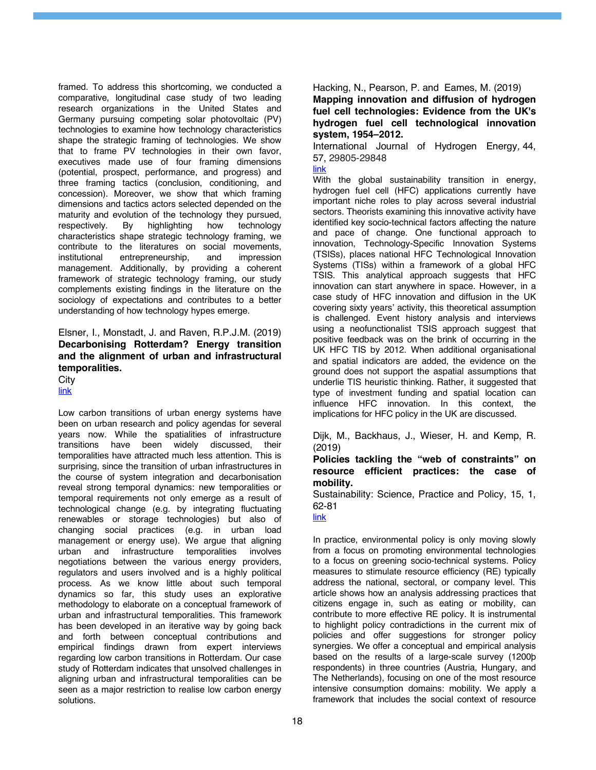framed. To address this shortcoming, we conducted a comparative, longitudinal case study of two leading research organizations in the United States and Germany pursuing competing solar photovoltaic (PV) technologies to examine how technology characteristics shape the strategic framing of technologies. We show that to frame PV technologies in their own favor, executives made use of four framing dimensions (potential, prospect, performance, and progress) and three framing tactics (conclusion, conditioning, and concession). Moreover, we show that which framing dimensions and tactics actors selected depended on the maturity and evolution of the technology they pursued, respectively. By highlighting how technology characteristics shape strategic technology framing, we contribute to the literatures on social movements, institutional entrepreneurship, and impression management. Additionally, by providing a coherent framework of strategic technology framing, our study complements existing findings in the literature on the sociology of expectations and contributes to a better understanding of how technology hypes emerge.

Elsner, I., Monstadt, J. and Raven, R.P.J.M. (2019)
**Decarbonising Rotterdam? Energy transition and the alignment of urban and infrastructural temporalities.**
City
link

Low carbon transitions of urban energy systems have been on urban research and policy agendas for several years now. While the spatialities of infrastructure transitions have been widely discussed, their temporalities have attracted much less attention. This is surprising, since the transition of urban infrastructures in the course of system integration and decarbonisation reveal strong temporal dynamics: new temporalities or temporal requirements not only emerge as a result of technological change (e.g. by integrating fluctuating renewables or storage technologies) but also of changing social practices (e.g. in urban load management or energy use). We argue that aligning urban and infrastructure temporalities involves negotiations between the various energy providers, regulators and users involved and is a highly political process. As we know little about such temporal dynamics so far, this study uses an explorative methodology to elaborate on a conceptual framework of urban and infrastructural temporalities. This framework has been developed in an iterative way by going back and forth between conceptual contributions and empirical findings drawn from expert interviews regarding low carbon transitions in Rotterdam. Our case study of Rotterdam indicates that unsolved challenges in aligning urban and infrastructure temporalities can be seen as a major restriction to realise low carbon energy solutions.

Hacking, N., Pearson, P. and Eames, M. (2019)
**Mapping innovation and diffusion of hydrogen fuel cell technologies: Evidence from the UK's hydrogen fuel cell technological innovation system, 1954–2012.**
International Journal of Hydrogen Energy, 44, 57, 29805-29848
link
With the global sustainability transition in energy, hydrogen fuel cell (HFC) applications currently have important niche roles to play across several industrial sectors. Theorists examining this innovative activity have identified key socio-technical factors affecting the nature and pace of change. One functional approach to innovation, Technology-Specific Innovation Systems (TSISs), places national HFC Technological Innovation Systems (TISs) within a framework of a global HFC TSIS. This analytical approach suggests that HFC innovation can start anywhere in space. However, in a case study of HFC innovation and diffusion in the UK covering sixty years' activity, this theoretical assumption is challenged. Event history analysis and interviews using a neofunctionalist TSIS approach suggest that positive feedback was on the brink of occurring in the UK HFC TIS by 2012. When additional organisational and spatial indicators are added, the evidence on the ground does not support the aspatial assumptions that underlie TIS heuristic thinking. Rather, it suggested that type of investment funding and spatial location can influence HFC innovation. In this context, the implications for HFC policy in the UK are discussed.

Dijk, M., Backhaus, J., Wieser, H. and Kemp, R. (2019)
**Policies tackling the "web of constraints" on resource efficient practices: the case of mobility.**
Sustainability: Science, Practice and Policy, 15, 1, 62-81
link

In practice, environmental policy is only moving slowly from a focus on promoting environmental technologies to a focus on greening socio-technical systems. Policy measures to stimulate resource efficiency (RE) typically address the national, sectoral, or company level. This article shows how an analysis addressing practices that citizens engage in, such as eating or mobility, can contribute to more effective RE policy. It is instrumental to highlight policy contradictions in the current mix of policies and offer suggestions for stronger policy synergies. We offer a conceptual and empirical analysis based on the results of a large-scale survey (1200þ respondents) in three countries (Austria, Hungary, and The Netherlands), focusing on one of the most resource intensive consumption domains: mobility. We apply a framework that includes the social context of resource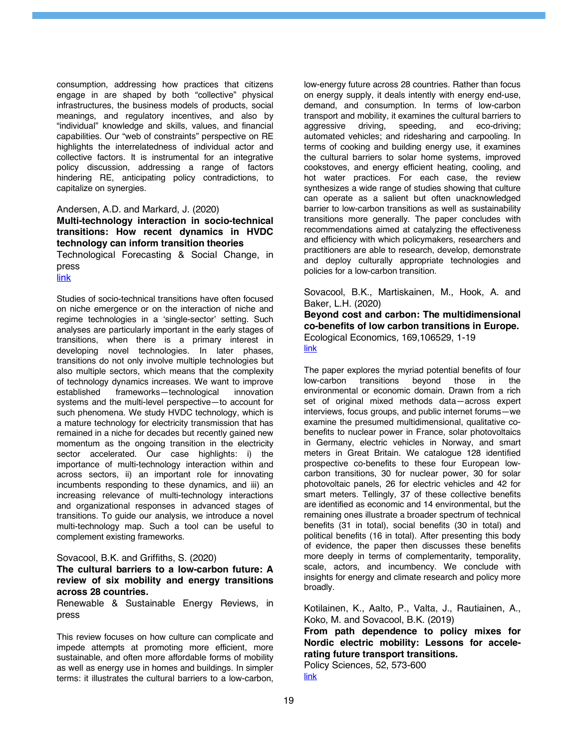consumption, addressing how practices that citizens engage in are shaped by both "collective" physical infrastructures, the business models of products, social meanings, and regulatory incentives, and also by "individual" knowledge and skills, values, and financial capabilities. Our "web of constraints" perspective on RE highlights the interrelatedness of individual actor and collective factors. It is instrumental for an integrative policy discussion, addressing a range of factors hindering RE, anticipating policy contradictions, to capitalize on synergies.

Andersen, A.D. and Markard, J. (2020)
**Multi-technology interaction in socio-technical transitions: How recent dynamics in HVDC technology can inform transition theories**
Technological Forecasting & Social Change, in press
link

Studies of socio-technical transitions have often focused on niche emergence or on the interaction of niche and regime technologies in a 'single-sector' setting. Such analyses are particularly important in the early stages of transitions, when there is a primary interest in developing novel technologies. In later phases, transitions do not only involve multiple technologies but also multiple sectors, which means that the complexity of technology dynamics increases. We want to improve established frameworks—technological innovation systems and the multi-level perspective—to account for such phenomena. We study HVDC technology, which is a mature technology for electricity transmission that has remained in a niche for decades but recently gained new momentum as the ongoing transition in the electricity sector accelerated. Our case highlights: i) the importance of multi-technology interaction within and across sectors, ii) an important role for innovating incumbents responding to these dynamics, and iii) an increasing relevance of multi-technology interactions and organizational responses in advanced stages of transitions. To guide our analysis, we introduce a novel multi-technology map. Such a tool can be useful to complement existing frameworks.

Sovacool, B.K. and Griffiths, S. (2020)
**The cultural barriers to a low-carbon future: A review of six mobility and energy transitions across 28 countries.**
Renewable & Sustainable Energy Reviews, in press

This review focuses on how culture can complicate and impede attempts at promoting more efficient, more sustainable, and often more affordable forms of mobility as well as energy use in homes and buildings. In simpler terms: it illustrates the cultural barriers to a low-carbon, low-energy future across 28 countries. Rather than focus on energy supply, it deals intently with energy end-use, demand, and consumption. In terms of low-carbon transport and mobility, it examines the cultural barriers to aggressive driving, speeding, and eco-driving; automated vehicles; and ridesharing and carpooling. In terms of cooking and building energy use, it examines the cultural barriers to solar home systems, improved cookstoves, and energy efficient heating, cooling, and hot water practices. For each case, the review synthesizes a wide range of studies showing that culture can operate as a salient but often unacknowledged barrier to low-carbon transitions as well as sustainability transitions more generally. The paper concludes with recommendations aimed at catalyzing the effectiveness and efficiency with which policymakers, researchers and practitioners are able to research, develop, demonstrate and deploy culturally appropriate technologies and policies for a low-carbon transition.

Sovacool, B.K., Martiskainen, M., Hook, A. and Baker, L.H. (2020)
**Beyond cost and carbon: The multidimensional co-benefits of low carbon transitions in Europe.**
Ecological Economics, 169,106529, 1-19
link

The paper explores the myriad potential benefits of four low-carbon transitions beyond those in the environmental or economic domain. Drawn from a rich set of original mixed methods data—across expert interviews, focus groups, and public internet forums—we examine the presumed multidimensional, qualitative co-benefits to nuclear power in France, solar photovoltaics in Germany, electric vehicles in Norway, and smart meters in Great Britain. We catalogue 128 identified prospective co-benefits to these four European low-carbon transitions, 30 for nuclear power, 30 for solar photovoltaic panels, 26 for electric vehicles and 42 for smart meters. Tellingly, 37 of these collective benefits are identified as economic and 14 environmental, but the remaining ones illustrate a broader spectrum of technical benefits (31 in total), social benefits (30 in total) and political benefits (16 in total). After presenting this body of evidence, the paper then discusses these benefits more deeply in terms of complementarity, temporality, scale, actors, and incumbency. We conclude with insights for energy and climate research and policy more broadly.

Kotilainen, K., Aalto, P., Valta, J., Rautiainen, A., Koko, M. and Sovacool, B.K. (2019)
**From path dependence to policy mixes for Nordic electric mobility: Lessons for accelerating future transport transitions.**
Policy Sciences, 52, 573-600
link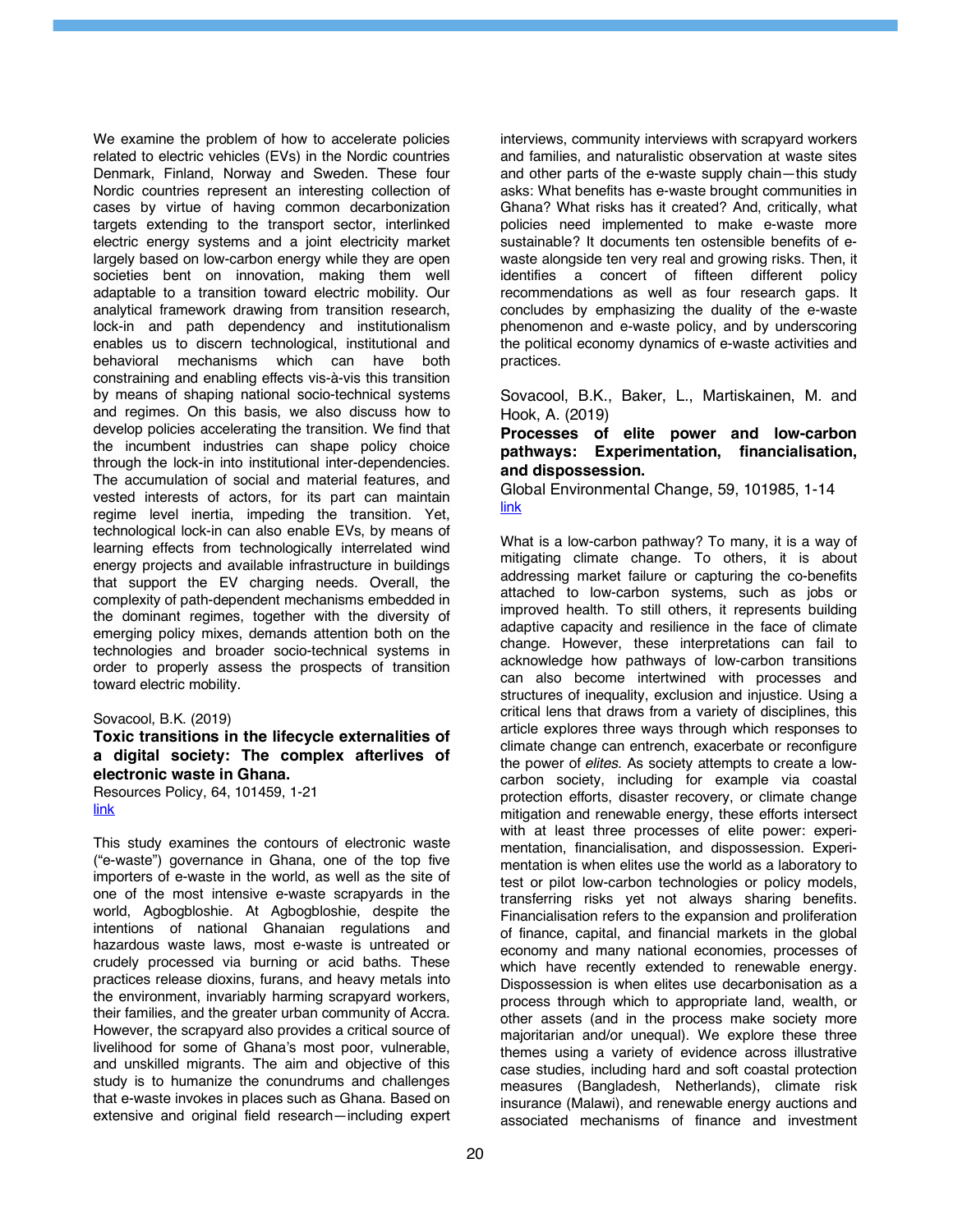We examine the problem of how to accelerate policies related to electric vehicles (EVs) in the Nordic countries Denmark, Finland, Norway and Sweden. These four Nordic countries represent an interesting collection of cases by virtue of having common decarbonization targets extending to the transport sector, interlinked electric energy systems and a joint electricity market largely based on low-carbon energy while they are open societies bent on innovation, making them well adaptable to a transition toward electric mobility. Our analytical framework drawing from transition research, lock-in and path dependency and institutionalism enables us to discern technological, institutional and behavioral mechanisms which can have both constraining and enabling effects vis-à-vis this transition by means of shaping national socio-technical systems and regimes. On this basis, we also discuss how to develop policies accelerating the transition. We find that the incumbent industries can shape policy choice through the lock-in into institutional inter-dependencies. The accumulation of social and material features, and vested interests of actors, for its part can maintain regime level inertia, impeding the transition. Yet, technological lock-in can also enable EVs, by means of learning effects from technologically interrelated wind energy projects and available infrastructure in buildings that support the EV charging needs. Overall, the complexity of path-dependent mechanisms embedded in the dominant regimes, together with the diversity of emerging policy mixes, demands attention both on the technologies and broader socio-technical systems in order to properly assess the prospects of transition toward electric mobility.

Sovacool, B.K. (2019)

**Toxic transitions in the lifecycle externalities of a digital society: The complex afterlives of electronic waste in Ghana.**

Resources Policy, 64, 101459, 1-21

link

This study examines the contours of electronic waste ("e-waste") governance in Ghana, one of the top five importers of e-waste in the world, as well as the site of one of the most intensive e-waste scrapyards in the world, Agbogbloshie. At Agbogbloshie, despite the intentions of national Ghanaian regulations and hazardous waste laws, most e-waste is untreated or crudely processed via burning or acid baths. These practices release dioxins, furans, and heavy metals into the environment, invariably harming scrapyard workers, their families, and the greater urban community of Accra. However, the scrapyard also provides a critical source of livelihood for some of Ghana's most poor, vulnerable, and unskilled migrants. The aim and objective of this study is to humanize the conundrums and challenges that e-waste invokes in places such as Ghana. Based on extensive and original field research—including expert interviews, community interviews with scrapyard workers and families, and naturalistic observation at waste sites and other parts of the e-waste supply chain—this study asks: What benefits has e-waste brought communities in Ghana? What risks has it created? And, critically, what policies need implemented to make e-waste more sustainable? It documents ten ostensible benefits of e-waste alongside ten very real and growing risks. Then, it identifies a concert of fifteen different policy recommendations as well as four research gaps. It concludes by emphasizing the duality of the e-waste phenomenon and e-waste policy, and by underscoring the political economy dynamics of e-waste activities and practices.

Sovacool, B.K., Baker, L., Martiskainen, M. and Hook, A. (2019)

**Processes of elite power and low-carbon pathways: Experimentation, financialisation, and dispossession.**

Global Environmental Change, 59, 101985, 1-14

link

What is a low-carbon pathway? To many, it is a way of mitigating climate change. To others, it is about addressing market failure or capturing the co-benefits attached to low-carbon systems, such as jobs or improved health. To still others, it represents building adaptive capacity and resilience in the face of climate change. However, these interpretations can fail to acknowledge how pathways of low-carbon transitions can also become intertwined with processes and structures of inequality, exclusion and injustice. Using a critical lens that draws from a variety of disciplines, this article explores three ways through which responses to climate change can entrench, exacerbate or reconfigure the power of *elites*. As society attempts to create a low-carbon society, including for example via coastal protection efforts, disaster recovery, or climate change mitigation and renewable energy, these efforts intersect with at least three processes of elite power: experimentation, financialisation, and dispossession. Experimentation is when elites use the world as a laboratory to test or pilot low-carbon technologies or policy models, transferring risks yet not always sharing benefits. Financialisation refers to the expansion and proliferation of finance, capital, and financial markets in the global economy and many national economies, processes of which have recently extended to renewable energy. Dispossession is when elites use decarbonisation as a process through which to appropriate land, wealth, or other assets (and in the process make society more majoritarian and/or unequal). We explore these three themes using a variety of evidence across illustrative case studies, including hard and soft coastal protection measures (Bangladesh, Netherlands), climate risk insurance (Malawi), and renewable energy auctions and associated mechanisms of finance and investment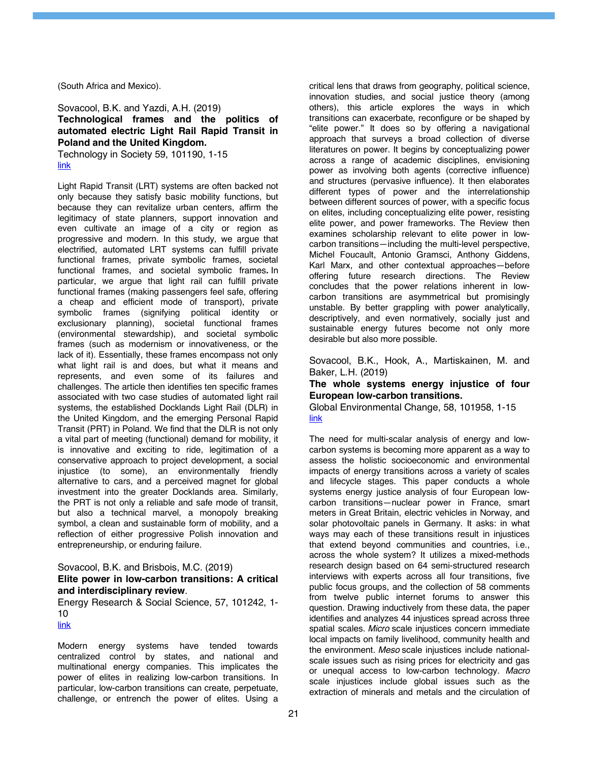(South Africa and Mexico).

Sovacool, B.K. and Yazdi, A.H. (2019)
**Technological frames and the politics of automated electric Light Rail Rapid Transit in Poland and the United Kingdom.**
Technology in Society 59, 101190, 1-15
link

Light Rapid Transit (LRT) systems are often backed not only because they satisfy basic mobility functions, but because they can revitalize urban centers, affirm the legitimacy of state planners, support innovation and even cultivate an image of a city or region as progressive and modern. In this study, we argue that electrified, automated LRT systems can fulfill private functional frames, private symbolic frames, societal functional frames, and societal symbolic frames**.** In particular, we argue that light rail can fulfill private functional frames (making passengers feel safe, offering a cheap and efficient mode of transport), private symbolic frames (signifying political identity or exclusionary planning), societal functional frames (environmental stewardship), and societal symbolic frames (such as modernism or innovativeness, or the lack of it). Essentially, these frames encompass not only what light rail is and does, but what it means and represents, and even some of its failures and challenges. The article then identifies ten specific frames associated with two case studies of automated light rail systems, the established Docklands Light Rail (DLR) in the United Kingdom, and the emerging Personal Rapid Transit (PRT) in Poland. We find that the DLR is not only a vital part of meeting (functional) demand for mobility, it is innovative and exciting to ride, legitimation of a conservative approach to project development, a social injustice (to some), an environmentally friendly alternative to cars, and a perceived magnet for global investment into the greater Docklands area. Similarly, the PRT is not only a reliable and safe mode of transit, but also a technical marvel, a monopoly breaking symbol, a clean and sustainable form of mobility, and a reflection of either progressive Polish innovation and entrepreneurship, or enduring failure.

Sovacool, B.K. and Brisbois, M.C. (2019)
**Elite power in low-carbon transitions: A critical and interdisciplinary review**.
Energy Research & Social Science, 57, 101242, 1-10
link

Modern energy systems have tended towards centralized control by states, and national and multinational energy companies. This implicates the power of elites in realizing low-carbon transitions. In particular, low-carbon transitions can create, perpetuate, challenge, or entrench the power of elites. Using a critical lens that draws from geography, political science, innovation studies, and social justice theory (among others), this article explores the ways in which transitions can exacerbate, reconfigure or be shaped by "elite power." It does so by offering a navigational approach that surveys a broad collection of diverse literatures on power. It begins by conceptualizing power across a range of academic disciplines, envisioning power as involving both agents (corrective influence) and structures (pervasive influence). It then elaborates different types of power and the interrelationship between different sources of power, with a specific focus on elites, including conceptualizing elite power, resisting elite power, and power frameworks. The Review then examines scholarship relevant to elite power in low-carbon transitions—including the multi-level perspective, Michel Foucault, Antonio Gramsci, Anthony Giddens, Karl Marx, and other contextual approaches—before offering future research directions. The Review concludes that the power relations inherent in low-carbon transitions are asymmetrical but promisingly unstable. By better grappling with power analytically, descriptively, and even normatively, socially just and sustainable energy futures become not only more desirable but also more possible.

Sovacool, B.K., Hook, A., Martiskainen, M. and Baker, L.H. (2019)
**The whole systems energy injustice of four European low-carbon transitions.**
Global Environmental Change, 58, 101958, 1-15
link

The need for multi-scalar analysis of energy and low-carbon systems is becoming more apparent as a way to assess the holistic socioeconomic and environmental impacts of energy transitions across a variety of scales and lifecycle stages. This paper conducts a whole systems energy justice analysis of four European low-carbon transitions—nuclear power in France, smart meters in Great Britain, electric vehicles in Norway, and solar photovoltaic panels in Germany. It asks: in what ways may each of these transitions result in injustices that extend beyond communities and countries, i.e., across the whole system? It utilizes a mixed-methods research design based on 64 semi-structured research interviews with experts across all four transitions, five public focus groups, and the collection of 58 comments from twelve public internet forums to answer this question. Drawing inductively from these data, the paper identifies and analyzes 44 injustices spread across three spatial scales. *Micro* scale injustices concern immediate local impacts on family livelihood, community health and the environment. *Meso* scale injustices include national-scale issues such as rising prices for electricity and gas or unequal access to low-carbon technology. *Macro* scale injustices include global issues such as the extraction of minerals and metals and the circulation of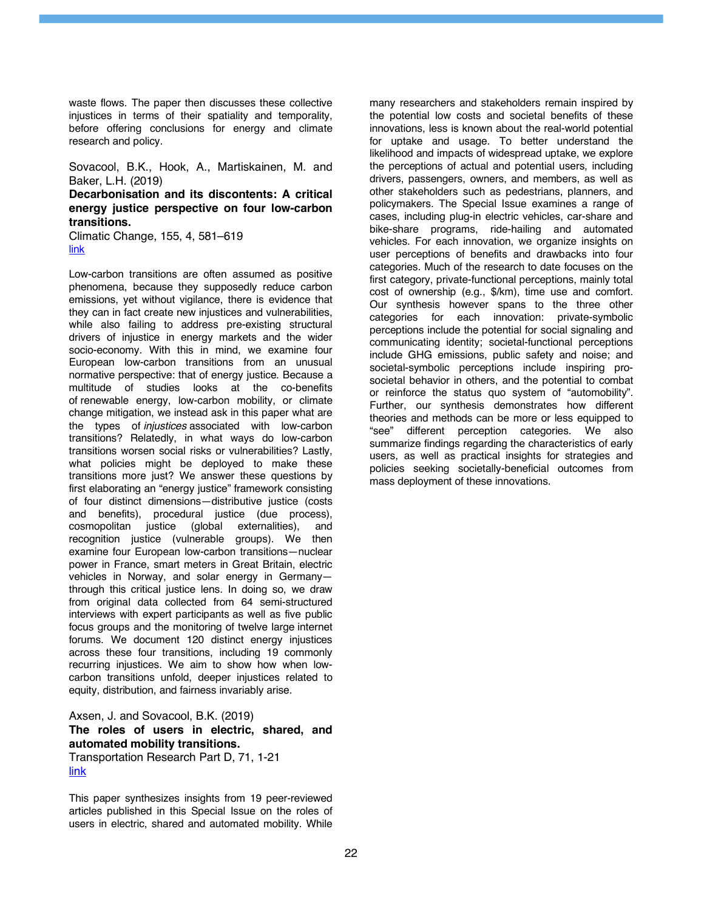waste flows. The paper then discusses these collective injustices in terms of their spatiality and temporality, before offering conclusions for energy and climate research and policy.

Sovacool, B.K., Hook, A., Martiskainen, M. and Baker, L.H. (2019)
**Decarbonisation and its discontents: A critical energy justice perspective on four low-carbon transitions.**
Climatic Change, 155, 4, 581–619
link

Low-carbon transitions are often assumed as positive phenomena, because they supposedly reduce carbon emissions, yet without vigilance, there is evidence that they can in fact create new injustices and vulnerabilities, while also failing to address pre-existing structural drivers of injustice in energy markets and the wider socio-economy. With this in mind, we examine four European low-carbon transitions from an unusual normative perspective: that of energy justice. Because a multitude of studies looks at the co-benefits of renewable energy, low-carbon mobility, or climate change mitigation, we instead ask in this paper what are the types of *injustices* associated with low-carbon transitions? Relatedly, in what ways do low-carbon transitions worsen social risks or vulnerabilities? Lastly, what policies might be deployed to make these transitions more just? We answer these questions by first elaborating an "energy justice" framework consisting of four distinct dimensions—distributive justice (costs and benefits), procedural justice (due process), cosmopolitan justice (global externalities), and recognition justice (vulnerable groups). We then examine four European low-carbon transitions—nuclear power in France, smart meters in Great Britain, electric vehicles in Norway, and solar energy in Germany—through this critical justice lens. In doing so, we draw from original data collected from 64 semi-structured interviews with expert participants as well as five public focus groups and the monitoring of twelve large internet forums. We document 120 distinct energy injustices across these four transitions, including 19 commonly recurring injustices. We aim to show how when low-carbon transitions unfold, deeper injustices related to equity, distribution, and fairness invariably arise.

Axsen, J. and Sovacool, B.K. (2019)
**The roles of users in electric, shared, and automated mobility transitions.**
Transportation Research Part D, 71, 1-21
link

This paper synthesizes insights from 19 peer-reviewed articles published in this Special Issue on the roles of users in electric, shared and automated mobility. While many researchers and stakeholders remain inspired by the potential low costs and societal benefits of these innovations, less is known about the real-world potential for uptake and usage. To better understand the likelihood and impacts of widespread uptake, we explore the perceptions of actual and potential users, including drivers, passengers, owners, and members, as well as other stakeholders such as pedestrians, planners, and policymakers. The Special Issue examines a range of cases, including plug-in electric vehicles, car-share and bike-share programs, ride-hailing and automated vehicles. For each innovation, we organize insights on user perceptions of benefits and drawbacks into four categories. Much of the research to date focuses on the first category, private-functional perceptions, mainly total cost of ownership (e.g., \$/km), time use and comfort. Our synthesis however spans to the three other categories for each innovation: private-symbolic perceptions include the potential for social signaling and communicating identity; societal-functional perceptions include GHG emissions, public safety and noise; and societal-symbolic perceptions include inspiring pro-societal behavior in others, and the potential to combat or reinforce the status quo system of "automobility". Further, our synthesis demonstrates how different theories and methods can be more or less equipped to "see" different perception categories. We also summarize findings regarding the characteristics of early users, as well as practical insights for strategies and policies seeking societally-beneficial outcomes from mass deployment of these innovations.